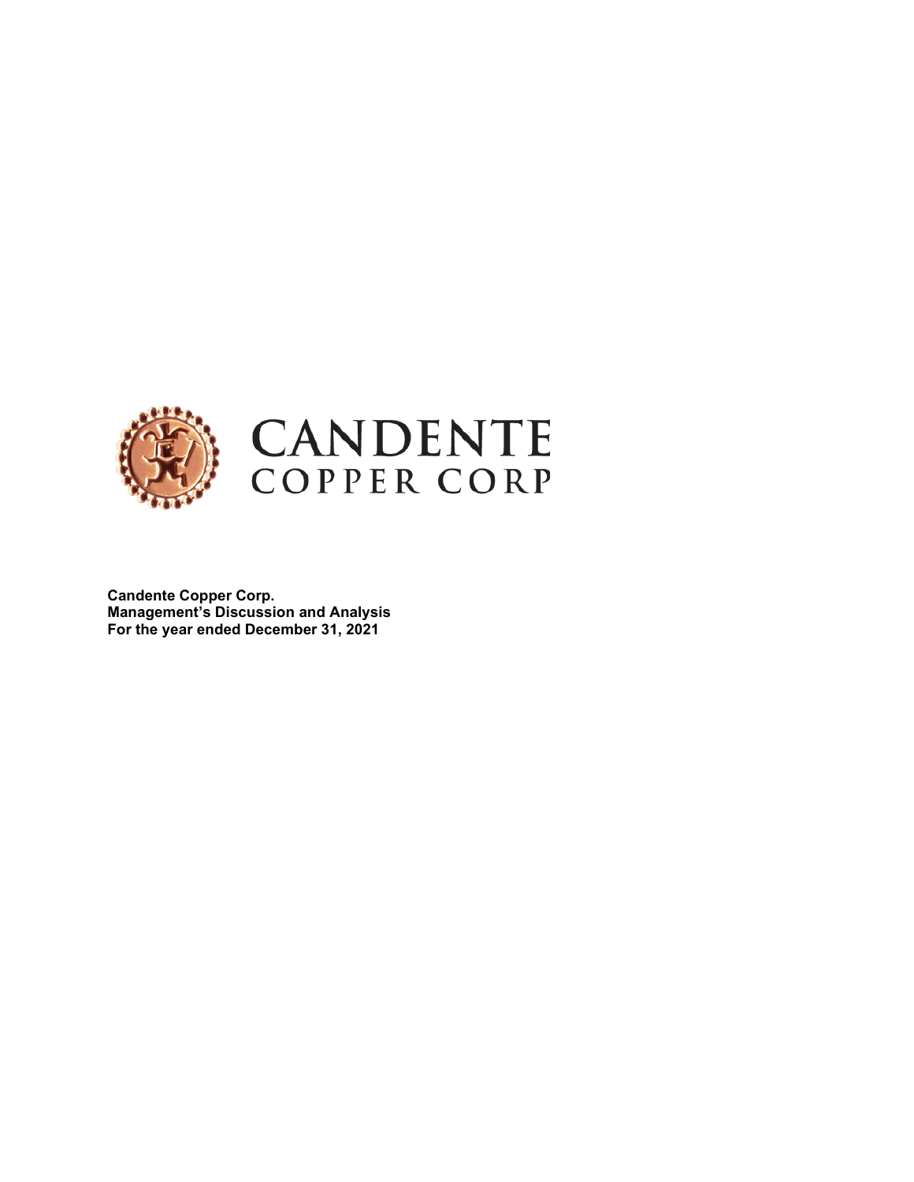CANDENTE
COPPER CORP

**Candente Copper Corp.**
**Management's Discussion and Analysis**
**For the year ended December 31, 2021**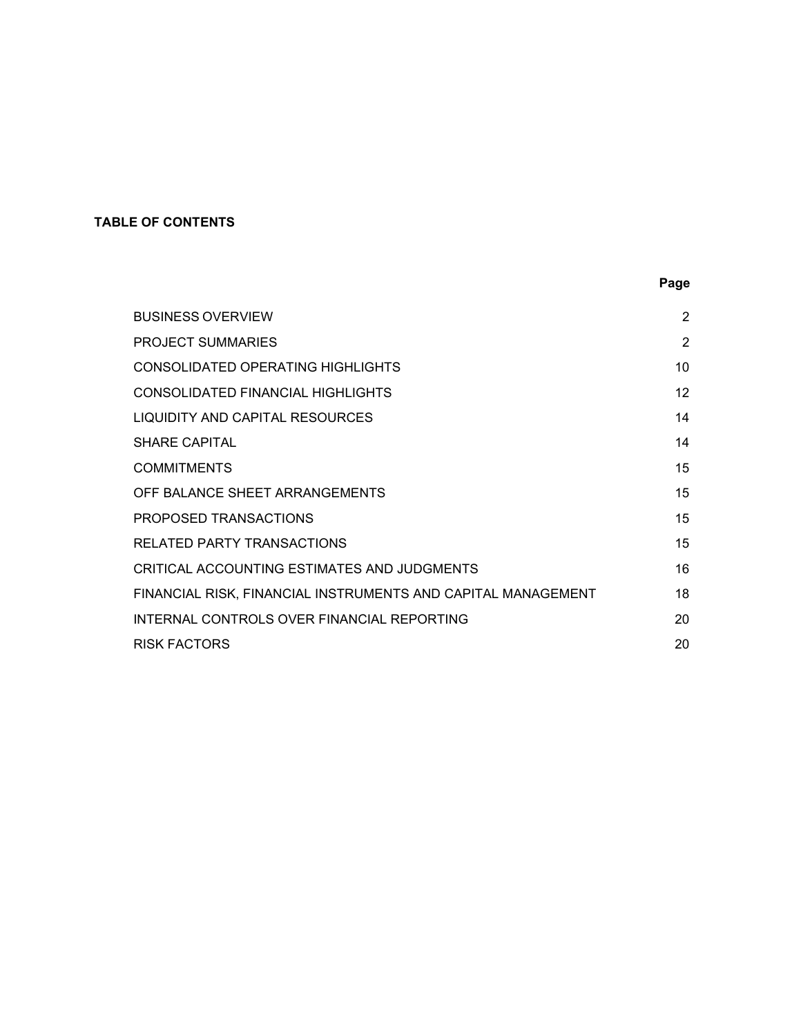**TABLE OF CONTENTS**

| | Page |
|---|---|
| BUSINESS OVERVIEW | 2 |
| PROJECT SUMMARIES | 2 |
| CONSOLIDATED OPERATING HIGHLIGHTS | 10 |
| CONSOLIDATED FINANCIAL HIGHLIGHTS | 12 |
| LIQUIDITY AND CAPITAL RESOURCES | 14 |
| SHARE CAPITAL | 14 |
| COMMITMENTS | 15 |
| OFF BALANCE SHEET ARRANGEMENTS | 15 |
| PROPOSED TRANSACTIONS | 15 |
| RELATED PARTY TRANSACTIONS | 15 |
| CRITICAL ACCOUNTING ESTIMATES AND JUDGMENTS | 16 |
| FINANCIAL RISK, FINANCIAL INSTRUMENTS AND CAPITAL MANAGEMENT | 18 |
| INTERNAL CONTROLS OVER FINANCIAL REPORTING | 20 |
| RISK FACTORS | 20 |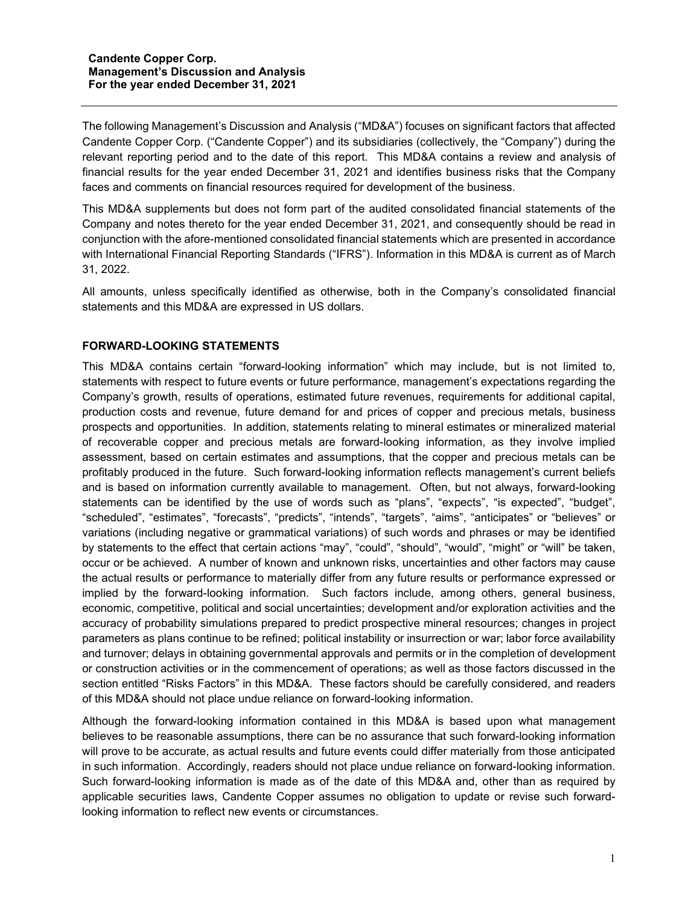**Candente Copper Corp.**
**Management's Discussion and Analysis**
**For the year ended December 31, 2021**

The following Management's Discussion and Analysis ("MD&A") focuses on significant factors that affected Candente Copper Corp. ("Candente Copper") and its subsidiaries (collectively, the "Company") during the relevant reporting period and to the date of this report. This MD&A contains a review and analysis of financial results for the year ended December 31, 2021 and identifies business risks that the Company faces and comments on financial resources required for development of the business.

This MD&A supplements but does not form part of the audited consolidated financial statements of the Company and notes thereto for the year ended December 31, 2021, and consequently should be read in conjunction with the afore-mentioned consolidated financial statements which are presented in accordance with International Financial Reporting Standards ("IFRS"). Information in this MD&A is current as of March 31, 2022.

All amounts, unless specifically identified as otherwise, both in the Company's consolidated financial statements and this MD&A are expressed in US dollars.

## FORWARD-LOOKING STATEMENTS

This MD&A contains certain "forward-looking information" which may include, but is not limited to, statements with respect to future events or future performance, management's expectations regarding the Company's growth, results of operations, estimated future revenues, requirements for additional capital, production costs and revenue, future demand for and prices of copper and precious metals, business prospects and opportunities. In addition, statements relating to mineral estimates or mineralized material of recoverable copper and precious metals are forward-looking information, as they involve implied assessment, based on certain estimates and assumptions, that the copper and precious metals can be profitably produced in the future. Such forward-looking information reflects management's current beliefs and is based on information currently available to management. Often, but not always, forward-looking statements can be identified by the use of words such as "plans", "expects", "is expected", "budget", "scheduled", "estimates", "forecasts", "predicts", "intends", "targets", "aims", "anticipates" or "believes" or variations (including negative or grammatical variations) of such words and phrases or may be identified by statements to the effect that certain actions "may", "could", "should", "would", "might" or "will" be taken, occur or be achieved. A number of known and unknown risks, uncertainties and other factors may cause the actual results or performance to materially differ from any future results or performance expressed or implied by the forward-looking information. Such factors include, among others, general business, economic, competitive, political and social uncertainties; development and/or exploration activities and the accuracy of probability simulations prepared to predict prospective mineral resources; changes in project parameters as plans continue to be refined; political instability or insurrection or war; labor force availability and turnover; delays in obtaining governmental approvals and permits or in the completion of development or construction activities or in the commencement of operations; as well as those factors discussed in the section entitled "Risks Factors" in this MD&A. These factors should be carefully considered, and readers of this MD&A should not place undue reliance on forward-looking information.

Although the forward-looking information contained in this MD&A is based upon what management believes to be reasonable assumptions, there can be no assurance that such forward-looking information will prove to be accurate, as actual results and future events could differ materially from those anticipated in such information. Accordingly, readers should not place undue reliance on forward-looking information. Such forward-looking information is made as of the date of this MD&A and, other than as required by applicable securities laws, Candente Copper assumes no obligation to update or revise such forward-looking information to reflect new events or circumstances.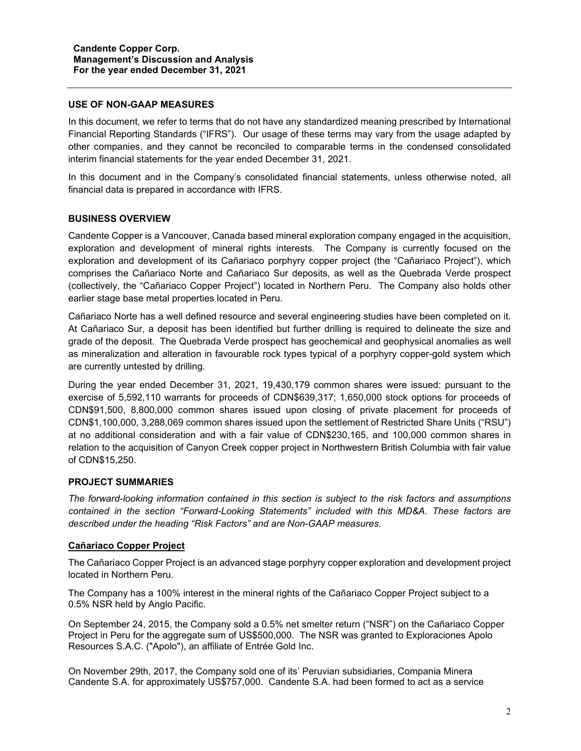## USE OF NON-GAAP MEASURES

In this document, we refer to terms that do not have any standardized meaning prescribed by International Financial Reporting Standards ("IFRS"). Our usage of these terms may vary from the usage adapted by other companies, and they cannot be reconciled to comparable terms in the condensed consolidated interim financial statements for the year ended December 31, 2021.

In this document and in the Company's consolidated financial statements, unless otherwise noted, all financial data is prepared in accordance with IFRS.

## BUSINESS OVERVIEW

Candente Copper is a Vancouver, Canada based mineral exploration company engaged in the acquisition, exploration and development of mineral rights interests. The Company is currently focused on the exploration and development of its Cañariaco porphyry copper project (the "Cañariaco Project"), which comprises the Cañariaco Norte and Cañariaco Sur deposits, as well as the Quebrada Verde prospect (collectively, the "Cañariaco Copper Project") located in Northern Peru. The Company also holds other earlier stage base metal properties located in Peru.

Cañariaco Norte has a well defined resource and several engineering studies have been completed on it. At Cañariaco Sur, a deposit has been identified but further drilling is required to delineate the size and grade of the deposit. The Quebrada Verde prospect has geochemical and geophysical anomalies as well as mineralization and alteration in favourable rock types typical of a porphyry copper-gold system which are currently untested by drilling.

During the year ended December 31, 2021, 19,430,179 common shares were issued: pursuant to the exercise of 5,592,110 warrants for proceeds of CDN$639,317; 1,650,000 stock options for proceeds of CDN$91,500, 8,800,000 common shares issued upon closing of private placement for proceeds of CDN$1,100,000, 3,288,069 common shares issued upon the settlement of Restricted Share Units ("RSU") at no additional consideration and with a fair value of CDN$230,165, and 100,000 common shares in relation to the acquisition of Canyon Creek copper project in Northwestern British Columbia with fair value of CDN$15,250.

## PROJECT SUMMARIES

*The forward-looking information contained in this section is subject to the risk factors and assumptions contained in the section "Forward-Looking Statements" included with this MD&A. These factors are described under the heading "Risk Factors" and are Non-GAAP measures.*

### Cañariaco Copper Project

The Cañariaco Copper Project is an advanced stage porphyry copper exploration and development project located in Northern Peru.

The Company has a 100% interest in the mineral rights of the Cañariaco Copper Project subject to a 0.5% NSR held by Anglo Pacific.

On September 24, 2015, the Company sold a 0.5% net smelter return ("NSR") on the Cañariaco Copper Project in Peru for the aggregate sum of US$500,000. The NSR was granted to Exploraciones Apolo Resources S.A.C. ("Apolo"), an affiliate of Entrée Gold Inc.

On November 29th, 2017, the Company sold one of its' Peruvian subsidiaries, Compania Minera Candente S.A. for approximately US$757,000. Candente S.A. had been formed to act as a service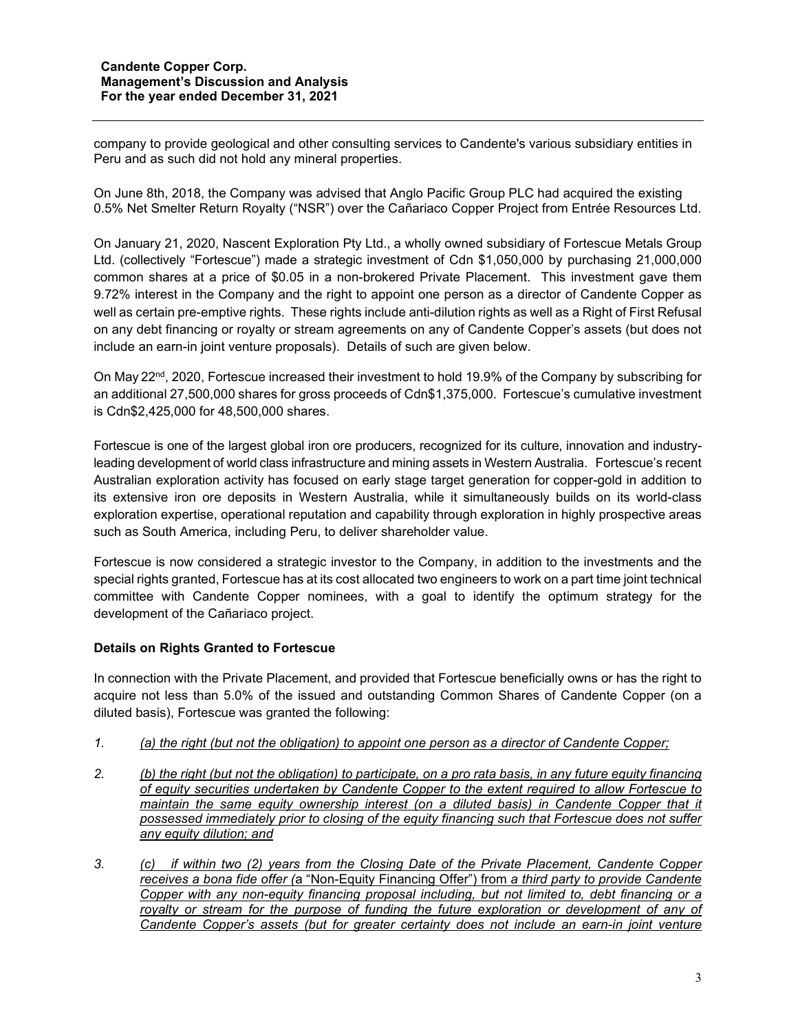company to provide geological and other consulting services to Candente's various subsidiary entities in Peru and as such did not hold any mineral properties.

On June 8th, 2018, the Company was advised that Anglo Pacific Group PLC had acquired the existing 0.5% Net Smelter Return Royalty ("NSR") over the Cañariaco Copper Project from Entrée Resources Ltd.

On January 21, 2020, Nascent Exploration Pty Ltd., a wholly owned subsidiary of Fortescue Metals Group Ltd. (collectively "Fortescue") made a strategic investment of Cdn $1,050,000 by purchasing 21,000,000 common shares at a price of $0.05 in a non-brokered Private Placement. This investment gave them 9.72% interest in the Company and the right to appoint one person as a director of Candente Copper as well as certain pre-emptive rights. These rights include anti-dilution rights as well as a Right of First Refusal on any debt financing or royalty or stream agreements on any of Candente Copper's assets (but does not include an earn-in joint venture proposals). Details of such are given below.

On May 22nd, 2020, Fortescue increased their investment to hold 19.9% of the Company by subscribing for an additional 27,500,000 shares for gross proceeds of Cdn$1,375,000. Fortescue's cumulative investment is Cdn$2,425,000 for 48,500,000 shares.

Fortescue is one of the largest global iron ore producers, recognized for its culture, innovation and industry-leading development of world class infrastructure and mining assets in Western Australia. Fortescue's recent Australian exploration activity has focused on early stage target generation for copper-gold in addition to its extensive iron ore deposits in Western Australia, while it simultaneously builds on its world-class exploration expertise, operational reputation and capability through exploration in highly prospective areas such as South America, including Peru, to deliver shareholder value.

Fortescue is now considered a strategic investor to the Company, in addition to the investments and the special rights granted, Fortescue has at its cost allocated two engineers to work on a part time joint technical committee with Candente Copper nominees, with a goal to identify the optimum strategy for the development of the Cañariaco project.

**Details on Rights Granted to Fortescue**

In connection with the Private Placement, and provided that Fortescue beneficially owns or has the right to acquire not less than 5.0% of the issued and outstanding Common Shares of Candente Copper (on a diluted basis), Fortescue was granted the following:

1. *(a) the right (but not the obligation) to appoint one person as a director of Candente Copper;*

2. *(b) the right (but not the obligation) to participate, on a pro rata basis, in any future equity financing of equity securities undertaken by Candente Copper to the extent required to allow Fortescue to maintain the same equity ownership interest (on a diluted basis) in Candente Copper that it possessed immediately prior to closing of the equity financing such that Fortescue does not suffer any equity dilution; and*

3. *(c) if within two (2) years from the Closing Date of the Private Placement, Candente Copper receives a bona fide offer (*a "Non-Equity Financing Offer") from *a third party to provide Candente Copper with any non-equity financing proposal including, but not limited to, debt financing or a royalty or stream for the purpose of funding the future exploration or development of any of Candente Copper's assets (but for greater certainty does not include an earn-in joint venture*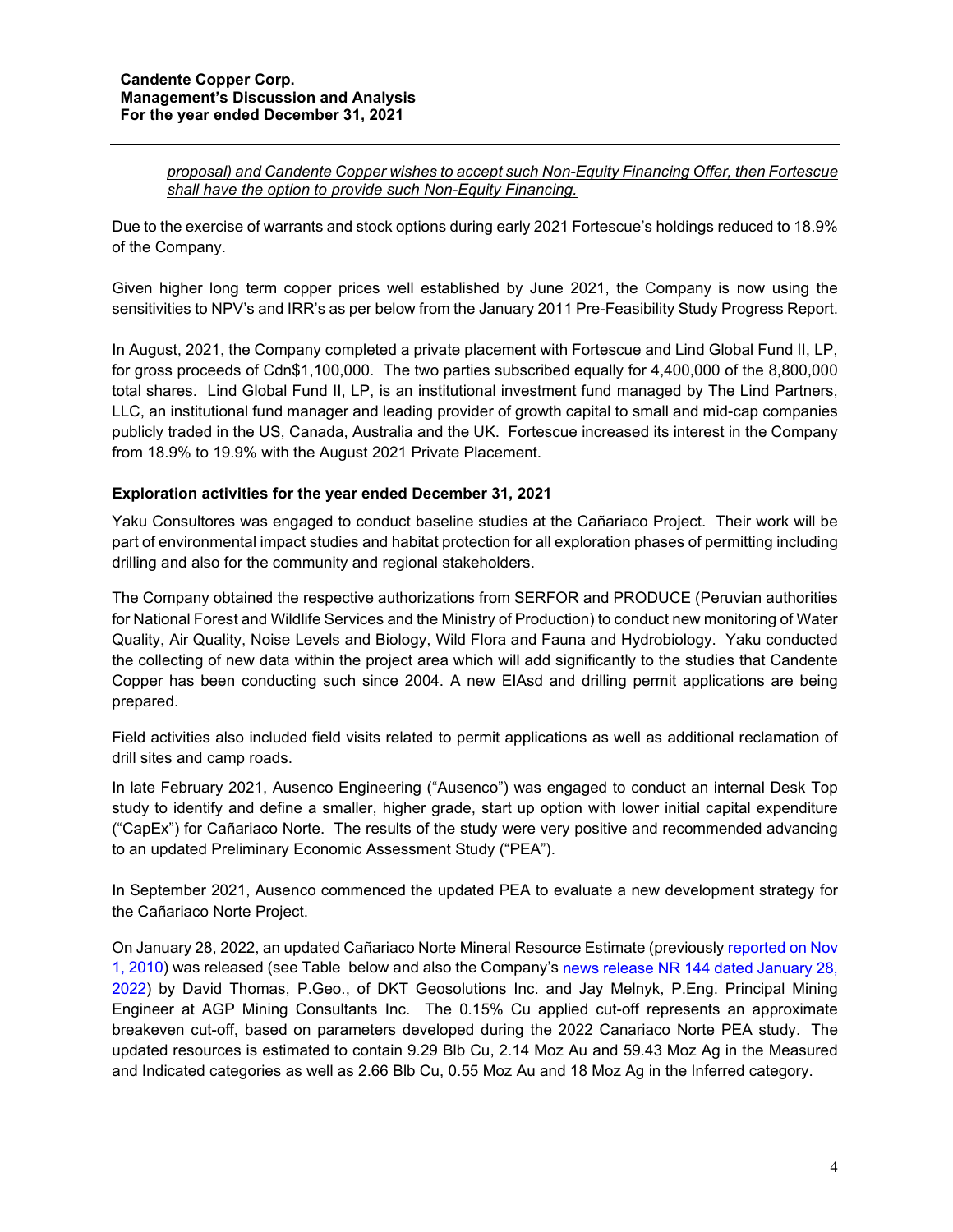*proposal) and Candente Copper wishes to accept such Non-Equity Financing Offer, then Fortescue shall have the option to provide such Non-Equity Financing.*

Due to the exercise of warrants and stock options during early 2021 Fortescue's holdings reduced to 18.9% of the Company.

Given higher long term copper prices well established by June 2021, the Company is now using the sensitivities to NPV's and IRR's as per below from the January 2011 Pre-Feasibility Study Progress Report.

In August, 2021, the Company completed a private placement with Fortescue and Lind Global Fund II, LP, for gross proceeds of Cdn$1,100,000. The two parties subscribed equally for 4,400,000 of the 8,800,000 total shares. Lind Global Fund II, LP, is an institutional investment fund managed by The Lind Partners, LLC, an institutional fund manager and leading provider of growth capital to small and mid-cap companies publicly traded in the US, Canada, Australia and the UK. Fortescue increased its interest in the Company from 18.9% to 19.9% with the August 2021 Private Placement.

**Exploration activities for the year ended December 31, 2021**

Yaku Consultores was engaged to conduct baseline studies at the Cañariaco Project. Their work will be part of environmental impact studies and habitat protection for all exploration phases of permitting including drilling and also for the community and regional stakeholders.

The Company obtained the respective authorizations from SERFOR and PRODUCE (Peruvian authorities for National Forest and Wildlife Services and the Ministry of Production) to conduct new monitoring of Water Quality, Air Quality, Noise Levels and Biology, Wild Flora and Fauna and Hydrobiology. Yaku conducted the collecting of new data within the project area which will add significantly to the studies that Candente Copper has been conducting such since 2004. A new EIAsd and drilling permit applications are being prepared.

Field activities also included field visits related to permit applications as well as additional reclamation of drill sites and camp roads.

In late February 2021, Ausenco Engineering ("Ausenco") was engaged to conduct an internal Desk Top study to identify and define a smaller, higher grade, start up option with lower initial capital expenditure ("CapEx") for Cañariaco Norte. The results of the study were very positive and recommended advancing to an updated Preliminary Economic Assessment Study ("PEA").

In September 2021, Ausenco commenced the updated PEA to evaluate a new development strategy for the Cañariaco Norte Project.

On January 28, 2022, an updated Cañariaco Norte Mineral Resource Estimate (previously reported on Nov 1, 2010) was released (see Table below and also the Company's news release NR 144 dated January 28, 2022) by David Thomas, P.Geo., of DKT Geosolutions Inc. and Jay Melnyk, P.Eng. Principal Mining Engineer at AGP Mining Consultants Inc. The 0.15% Cu applied cut-off represents an approximate breakeven cut-off, based on parameters developed during the 2022 Canariaco Norte PEA study. The updated resources is estimated to contain 9.29 Blb Cu, 2.14 Moz Au and 59.43 Moz Ag in the Measured and Indicated categories as well as 2.66 Blb Cu, 0.55 Moz Au and 18 Moz Ag in the Inferred category.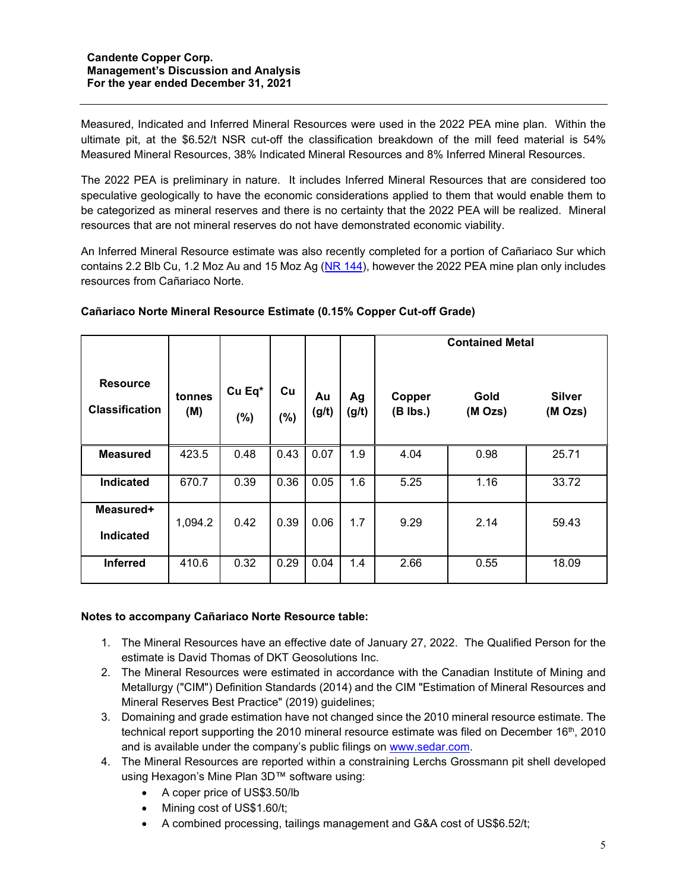Measured, Indicated and Inferred Mineral Resources were used in the 2022 PEA mine plan. Within the ultimate pit, at the $6.52/t NSR cut-off the classification breakdown of the mill feed material is 54% Measured Mineral Resources, 38% Indicated Mineral Resources and 8% Inferred Mineral Resources.

The 2022 PEA is preliminary in nature. It includes Inferred Mineral Resources that are considered too speculative geologically to have the economic considerations applied to them that would enable them to be categorized as mineral reserves and there is no certainty that the 2022 PEA will be realized. Mineral resources that are not mineral reserves do not have demonstrated economic viability.

An Inferred Mineral Resource estimate was also recently completed for a portion of Cañariaco Sur which contains 2.2 Blb Cu, 1.2 Moz Au and 15 Moz Ag (NR 144), however the 2022 PEA mine plan only includes resources from Cañariaco Norte.

**Cañariaco Norte Mineral Resource Estimate (0.15% Copper Cut-off Grade)**

| Resource Classification | tonnes (M) | Cu Eq* (%) | Cu (%) | Au (g/t) | Ag (g/t) | Contained Metal | | |
|---|---|---|---|---|---|---|---|---|
| | | | | | | Copper (B lbs.) | Gold (M Ozs) | Silver (M Ozs) |
| **Measured** | 423.5 | 0.48 | 0.43 | 0.07 | 1.9 | 4.04 | 0.98 | 25.71 |
| **Indicated** | 670.7 | 0.39 | 0.36 | 0.05 | 1.6 | 5.25 | 1.16 | 33.72 |
| **Measured+ Indicated** | 1,094.2 | 0.42 | 0.39 | 0.06 | 1.7 | 9.29 | 2.14 | 59.43 |
| **Inferred** | 410.6 | 0.32 | 0.29 | 0.04 | 1.4 | 2.66 | 0.55 | 18.09 |

**Notes to accompany Cañariaco Norte Resource table:**

1. The Mineral Resources have an effective date of January 27, 2022. The Qualified Person for the estimate is David Thomas of DKT Geosolutions Inc.
2. The Mineral Resources were estimated in accordance with the Canadian Institute of Mining and Metallurgy ("CIM") Definition Standards (2014) and the CIM "Estimation of Mineral Resources and Mineral Reserves Best Practice" (2019) guidelines;
3. Domaining and grade estimation have not changed since the 2010 mineral resource estimate. The technical report supporting the 2010 mineral resource estimate was filed on December 16th, 2010 and is available under the company's public filings on www.sedar.com.
4. The Mineral Resources are reported within a constraining Lerchs Grossmann pit shell developed using Hexagon's Mine Plan 3D™ software using:
   - A coper price of US$3.50/lb
   - Mining cost of US$1.60/t;
   - A combined processing, tailings management and G&A cost of US$6.52/t;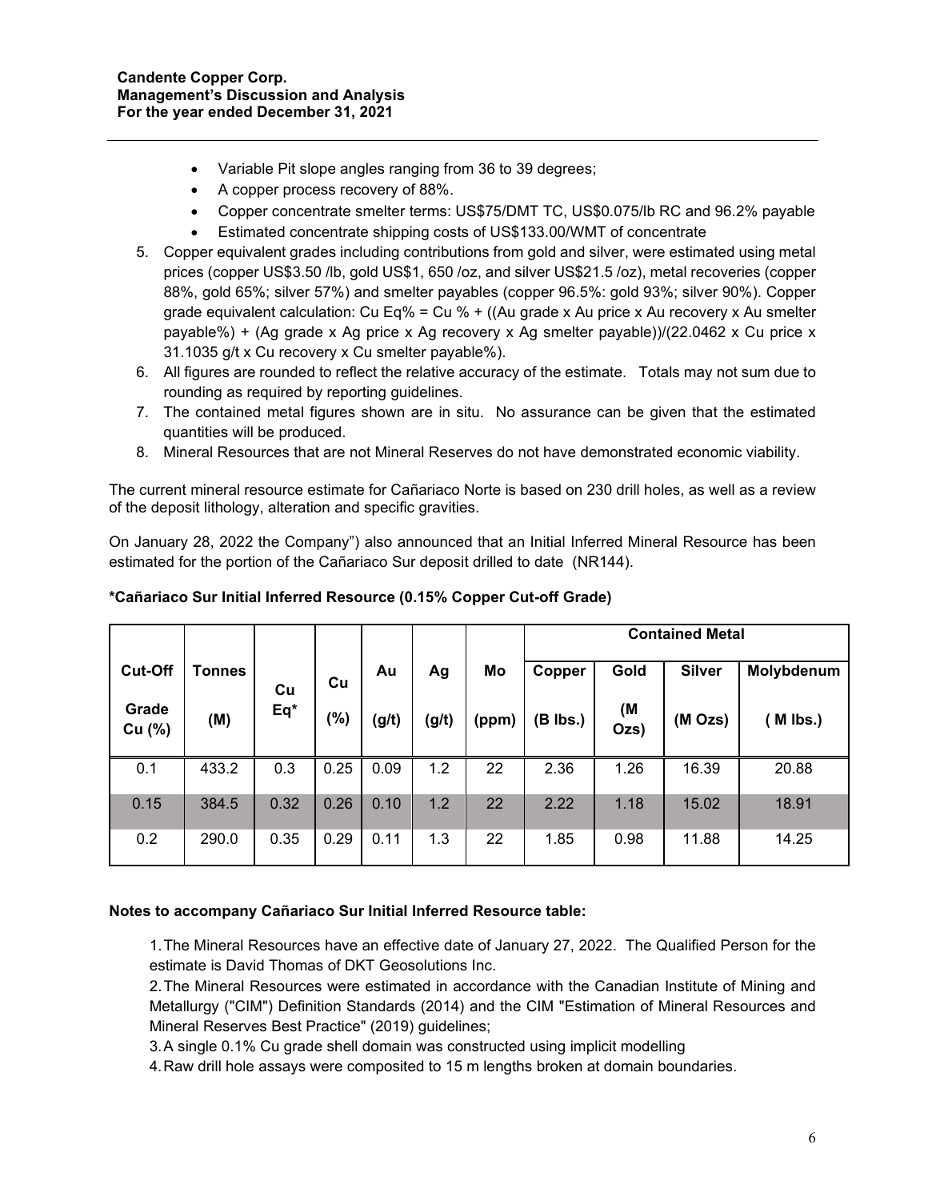- Variable Pit slope angles ranging from 36 to 39 degrees;
- A copper process recovery of 88%.
- Copper concentrate smelter terms: US$75/DMT TC, US$0.075/lb RC and 96.2% payable
- Estimated concentrate shipping costs of US$133.00/WMT of concentrate

5. Copper equivalent grades including contributions from gold and silver, were estimated using metal prices (copper US$3.50 /lb, gold US$1, 650 /oz, and silver US$21.5 /oz), metal recoveries (copper 88%, gold 65%; silver 57%) and smelter payables (copper 96.5%: gold 93%; silver 90%). Copper grade equivalent calculation: Cu Eq% = Cu % + ((Au grade x Au price x Au recovery x Au smelter payable%) + (Ag grade x Ag price x Ag recovery x Ag smelter payable))/(22.0462 x Cu price x 31.1035 g/t x Cu recovery x Cu smelter payable%).
6. All figures are rounded to reflect the relative accuracy of the estimate. Totals may not sum due to rounding as required by reporting guidelines.
7. The contained metal figures shown are in situ. No assurance can be given that the estimated quantities will be produced.
8. Mineral Resources that are not Mineral Reserves do not have demonstrated economic viability.

The current mineral resource estimate for Cañariaco Norte is based on 230 drill holes, as well as a review of the deposit lithology, alteration and specific gravities.

On January 28, 2022 the Company") also announced that an Initial Inferred Mineral Resource has been estimated for the portion of the Cañariaco Sur deposit drilled to date (NR144).

**\*Cañariaco Sur Initial Inferred Resource (0.15% Copper Cut-off Grade)**

| Cut-Off Grade Cu (%) | Tonnes (M) | Cu Eq* | Cu (%) | Au (g/t) | Ag (g/t) | Mo (ppm) | Contained Metal | | | |
|---|---|---|---|---|---|---|---|---|---|---|
| | | | | | | | Copper (B lbs.) | Gold (M Ozs) | Silver (M Ozs) | Molybdenum ( M lbs.) |
| 0.1 | 433.2 | 0.3 | 0.25 | 0.09 | 1.2 | 22 | 2.36 | 1.26 | 16.39 | 20.88 |
| 0.15 | 384.5 | 0.32 | 0.26 | 0.10 | 1.2 | 22 | 2.22 | 1.18 | 15.02 | 18.91 |
| 0.2 | 290.0 | 0.35 | 0.29 | 0.11 | 1.3 | 22 | 1.85 | 0.98 | 11.88 | 14.25 |

**Notes to accompany Cañariaco Sur Initial Inferred Resource table:**

1. The Mineral Resources have an effective date of January 27, 2022. The Qualified Person for the estimate is David Thomas of DKT Geosolutions Inc.
2. The Mineral Resources were estimated in accordance with the Canadian Institute of Mining and Metallurgy ("CIM") Definition Standards (2014) and the CIM "Estimation of Mineral Resources and Mineral Reserves Best Practice" (2019) guidelines;
3. A single 0.1% Cu grade shell domain was constructed using implicit modelling
4. Raw drill hole assays were composited to 15 m lengths broken at domain boundaries.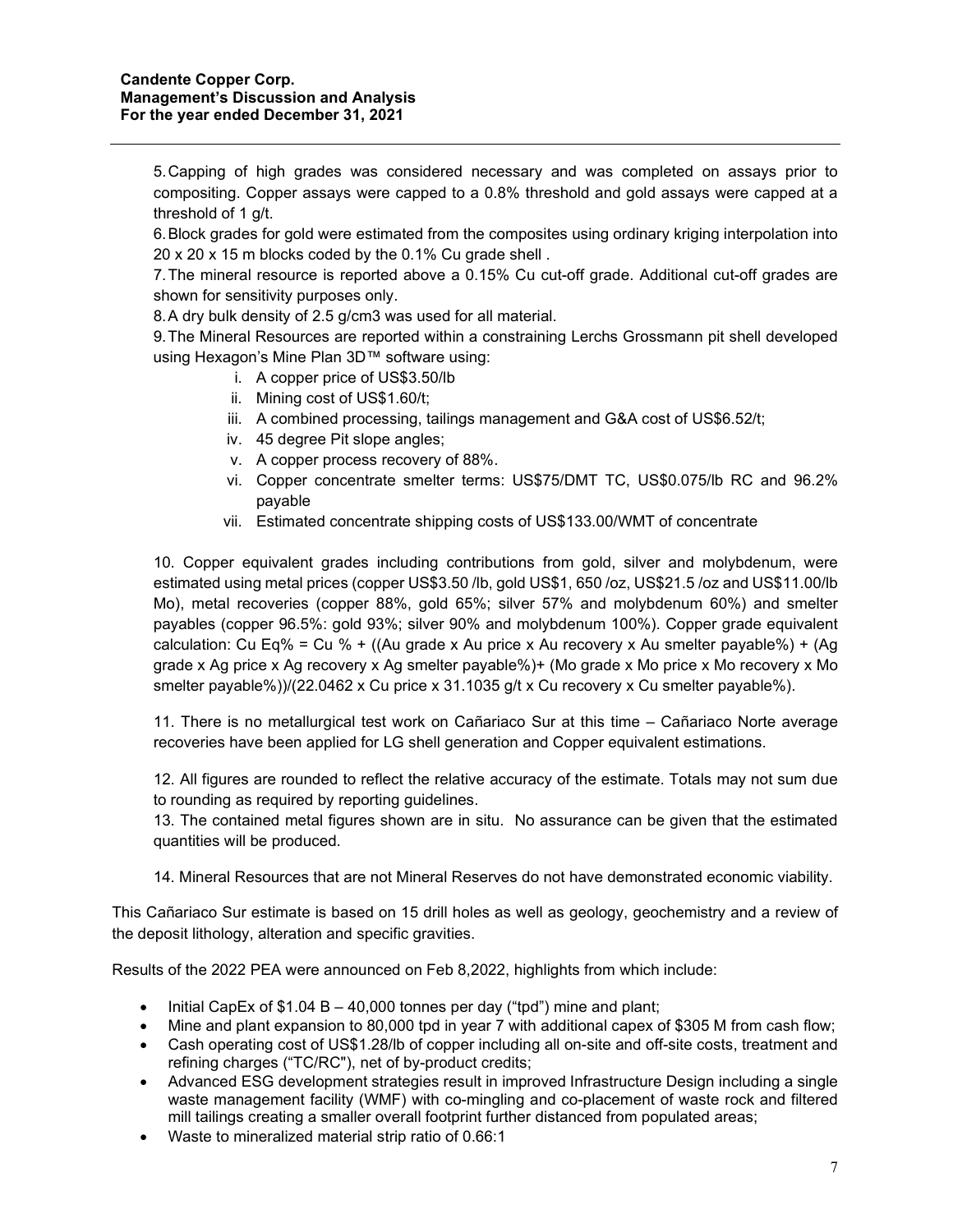5. Capping of high grades was considered necessary and was completed on assays prior to compositing. Copper assays were capped to a 0.8% threshold and gold assays were capped at a threshold of 1 g/t.

6. Block grades for gold were estimated from the composites using ordinary kriging interpolation into 20 x 20 x 15 m blocks coded by the 0.1% Cu grade shell .

7. The mineral resource is reported above a 0.15% Cu cut-off grade. Additional cut-off grades are shown for sensitivity purposes only.

8. A dry bulk density of 2.5 g/cm3 was used for all material.

9. The Mineral Resources are reported within a constraining Lerchs Grossmann pit shell developed using Hexagon's Mine Plan 3D™ software using:

   i. A copper price of US$3.50/lb
   ii. Mining cost of US$1.60/t;
   iii. A combined processing, tailings management and G&A cost of US$6.52/t;
   iv. 45 degree Pit slope angles;
   v. A copper process recovery of 88%.
   vi. Copper concentrate smelter terms: US$75/DMT TC, US$0.075/lb RC and 96.2% payable
   vii. Estimated concentrate shipping costs of US$133.00/WMT of concentrate

10. Copper equivalent grades including contributions from gold, silver and molybdenum, were estimated using metal prices (copper US$3.50 /lb, gold US$1, 650 /oz, US$21.5 /oz and US$11.00/lb Mo), metal recoveries (copper 88%, gold 65%; silver 57% and molybdenum 60%) and smelter payables (copper 96.5%: gold 93%; silver 90% and molybdenum 100%). Copper grade equivalent calculation: Cu Eq% = Cu % + ((Au grade x Au price x Au recovery x Au smelter payable%) + (Ag grade x Ag price x Ag recovery x Ag smelter payable%)+ (Mo grade x Mo price x Mo recovery x Mo smelter payable%))/(22.0462 x Cu price x 31.1035 g/t x Cu recovery x Cu smelter payable%).

11. There is no metallurgical test work on Cañariaco Sur at this time – Cañariaco Norte average recoveries have been applied for LG shell generation and Copper equivalent estimations.

12. All figures are rounded to reflect the relative accuracy of the estimate. Totals may not sum due to rounding as required by reporting guidelines.

13. The contained metal figures shown are in situ. No assurance can be given that the estimated quantities will be produced.

14. Mineral Resources that are not Mineral Reserves do not have demonstrated economic viability.

This Cañariaco Sur estimate is based on 15 drill holes as well as geology, geochemistry and a review of the deposit lithology, alteration and specific gravities.

Results of the 2022 PEA were announced on Feb 8,2022, highlights from which include:

- Initial CapEx of $1.04 B – 40,000 tonnes per day ("tpd") mine and plant;
- Mine and plant expansion to 80,000 tpd in year 7 with additional capex of $305 M from cash flow;
- Cash operating cost of US$1.28/lb of copper including all on-site and off-site costs, treatment and refining charges ("TC/RC"), net of by-product credits;
- Advanced ESG development strategies result in improved Infrastructure Design including a single waste management facility (WMF) with co-mingling and co-placement of waste rock and filtered mill tailings creating a smaller overall footprint further distanced from populated areas;
- Waste to mineralized material strip ratio of 0.66:1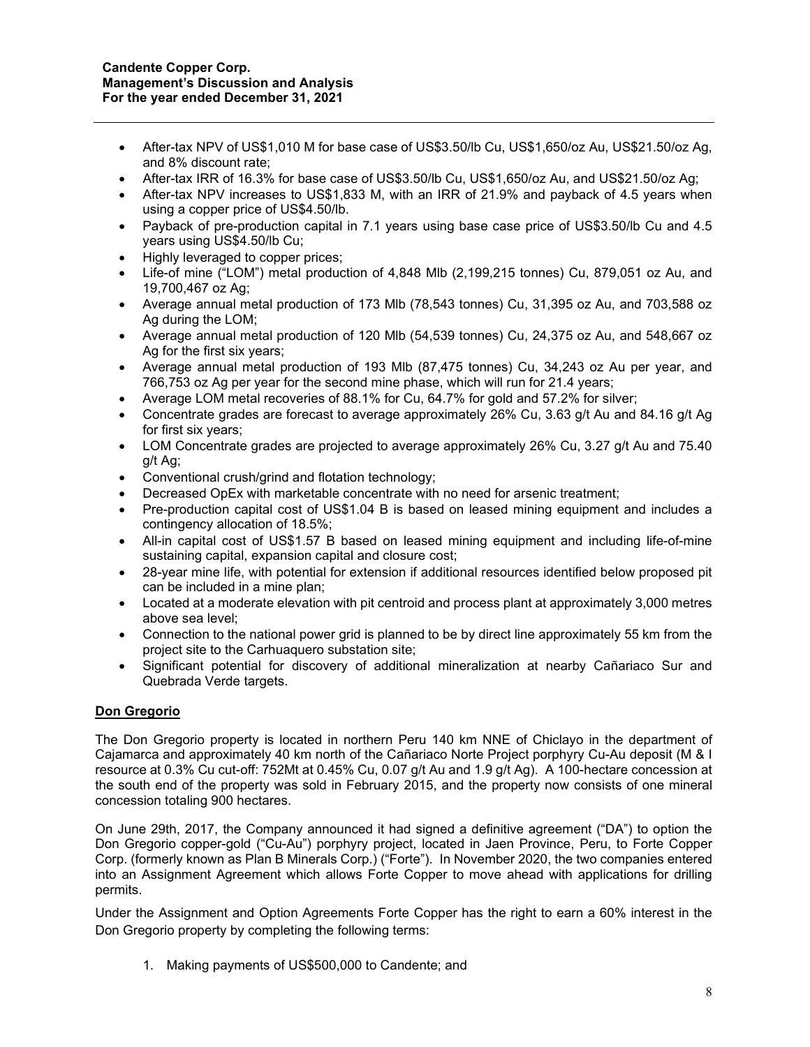- After-tax NPV of US$1,010 M for base case of US$3.50/lb Cu, US$1,650/oz Au, US$21.50/oz Ag, and 8% discount rate;
- After-tax IRR of 16.3% for base case of US$3.50/lb Cu, US$1,650/oz Au, and US$21.50/oz Ag;
- After-tax NPV increases to US$1,833 M, with an IRR of 21.9% and payback of 4.5 years when using a copper price of US$4.50/lb.
- Payback of pre-production capital in 7.1 years using base case price of US$3.50/lb Cu and 4.5 years using US$4.50/lb Cu;
- Highly leveraged to copper prices;
- Life-of mine ("LOM") metal production of 4,848 Mlb (2,199,215 tonnes) Cu, 879,051 oz Au, and 19,700,467 oz Ag;
- Average annual metal production of 173 Mlb (78,543 tonnes) Cu, 31,395 oz Au, and 703,588 oz Ag during the LOM;
- Average annual metal production of 120 Mlb (54,539 tonnes) Cu, 24,375 oz Au, and 548,667 oz Ag for the first six years;
- Average annual metal production of 193 Mlb (87,475 tonnes) Cu, 34,243 oz Au per year, and 766,753 oz Ag per year for the second mine phase, which will run for 21.4 years;
- Average LOM metal recoveries of 88.1% for Cu, 64.7% for gold and 57.2% for silver;
- Concentrate grades are forecast to average approximately 26% Cu, 3.63 g/t Au and 84.16 g/t Ag for first six years;
- LOM Concentrate grades are projected to average approximately 26% Cu, 3.27 g/t Au and 75.40 g/t Ag;
- Conventional crush/grind and flotation technology;
- Decreased OpEx with marketable concentrate with no need for arsenic treatment;
- Pre-production capital cost of US$1.04 B is based on leased mining equipment and includes a contingency allocation of 18.5%;
- All-in capital cost of US$1.57 B based on leased mining equipment and including life-of-mine sustaining capital, expansion capital and closure cost;
- 28-year mine life, with potential for extension if additional resources identified below proposed pit can be included in a mine plan;
- Located at a moderate elevation with pit centroid and process plant at approximately 3,000 metres above sea level;
- Connection to the national power grid is planned to be by direct line approximately 55 km from the project site to the Carhuaquero substation site;
- Significant potential for discovery of additional mineralization at nearby Cañariaco Sur and Quebrada Verde targets.

## Don Gregorio

The Don Gregorio property is located in northern Peru 140 km NNE of Chiclayo in the department of Cajamarca and approximately 40 km north of the Cañariaco Norte Project porphyry Cu-Au deposit (M & I resource at 0.3% Cu cut-off: 752Mt at 0.45% Cu, 0.07 g/t Au and 1.9 g/t Ag). A 100-hectare concession at the south end of the property was sold in February 2015, and the property now consists of one mineral concession totaling 900 hectares.

On June 29th, 2017, the Company announced it had signed a definitive agreement ("DA") to option the Don Gregorio copper-gold ("Cu-Au") porphyry project, located in Jaen Province, Peru, to Forte Copper Corp. (formerly known as Plan B Minerals Corp.) ("Forte"). In November 2020, the two companies entered into an Assignment Agreement which allows Forte Copper to move ahead with applications for drilling permits.

Under the Assignment and Option Agreements Forte Copper has the right to earn a 60% interest in the Don Gregorio property by completing the following terms:

1. Making payments of US$500,000 to Candente; and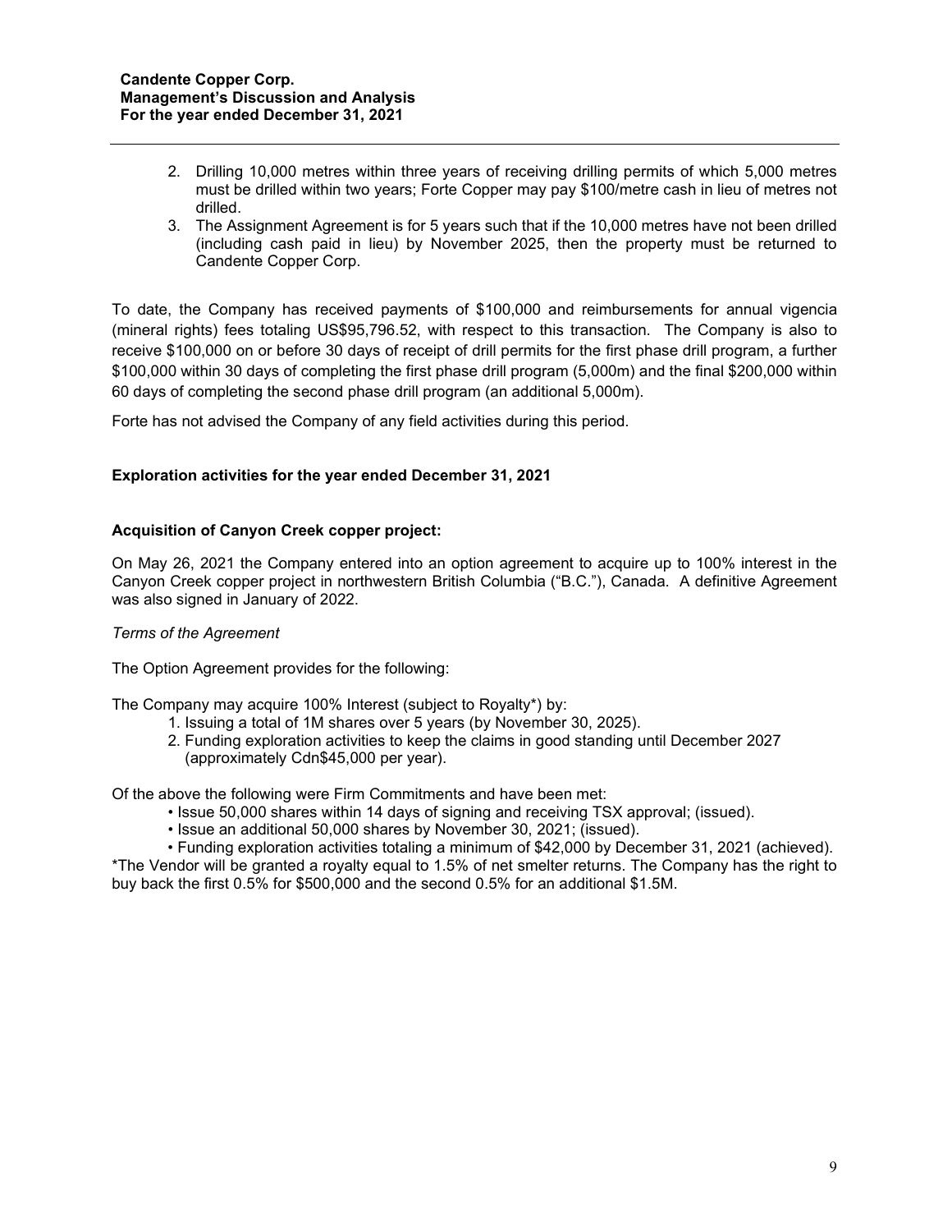2. Drilling 10,000 metres within three years of receiving drilling permits of which 5,000 metres must be drilled within two years; Forte Copper may pay $100/metre cash in lieu of metres not drilled.
3. The Assignment Agreement is for 5 years such that if the 10,000 metres have not been drilled (including cash paid in lieu) by November 2025, then the property must be returned to Candente Copper Corp.

To date, the Company has received payments of $100,000 and reimbursements for annual vigencia (mineral rights) fees totaling US$95,796.52, with respect to this transaction. The Company is also to receive $100,000 on or before 30 days of receipt of drill permits for the first phase drill program, a further $100,000 within 30 days of completing the first phase drill program (5,000m) and the final $200,000 within 60 days of completing the second phase drill program (an additional 5,000m).

Forte has not advised the Company of any field activities during this period.

**Exploration activities for the year ended December 31, 2021**

**Acquisition of Canyon Creek copper project:**

On May 26, 2021 the Company entered into an option agreement to acquire up to 100% interest in the Canyon Creek copper project in northwestern British Columbia ("B.C."), Canada. A definitive Agreement was also signed in January of 2022.

*Terms of the Agreement*

The Option Agreement provides for the following:

The Company may acquire 100% Interest (subject to Royalty*) by:

1. Issuing a total of 1M shares over 5 years (by November 30, 2025).
2. Funding exploration activities to keep the claims in good standing until December 2027 (approximately Cdn$45,000 per year).

Of the above the following were Firm Commitments and have been met:

- Issue 50,000 shares within 14 days of signing and receiving TSX approval; (issued).
- Issue an additional 50,000 shares by November 30, 2021; (issued).
- Funding exploration activities totaling a minimum of $42,000 by December 31, 2021 (achieved).

*The Vendor will be granted a royalty equal to 1.5% of net smelter returns. The Company has the right to buy back the first 0.5% for $500,000 and the second 0.5% for an additional $1.5M.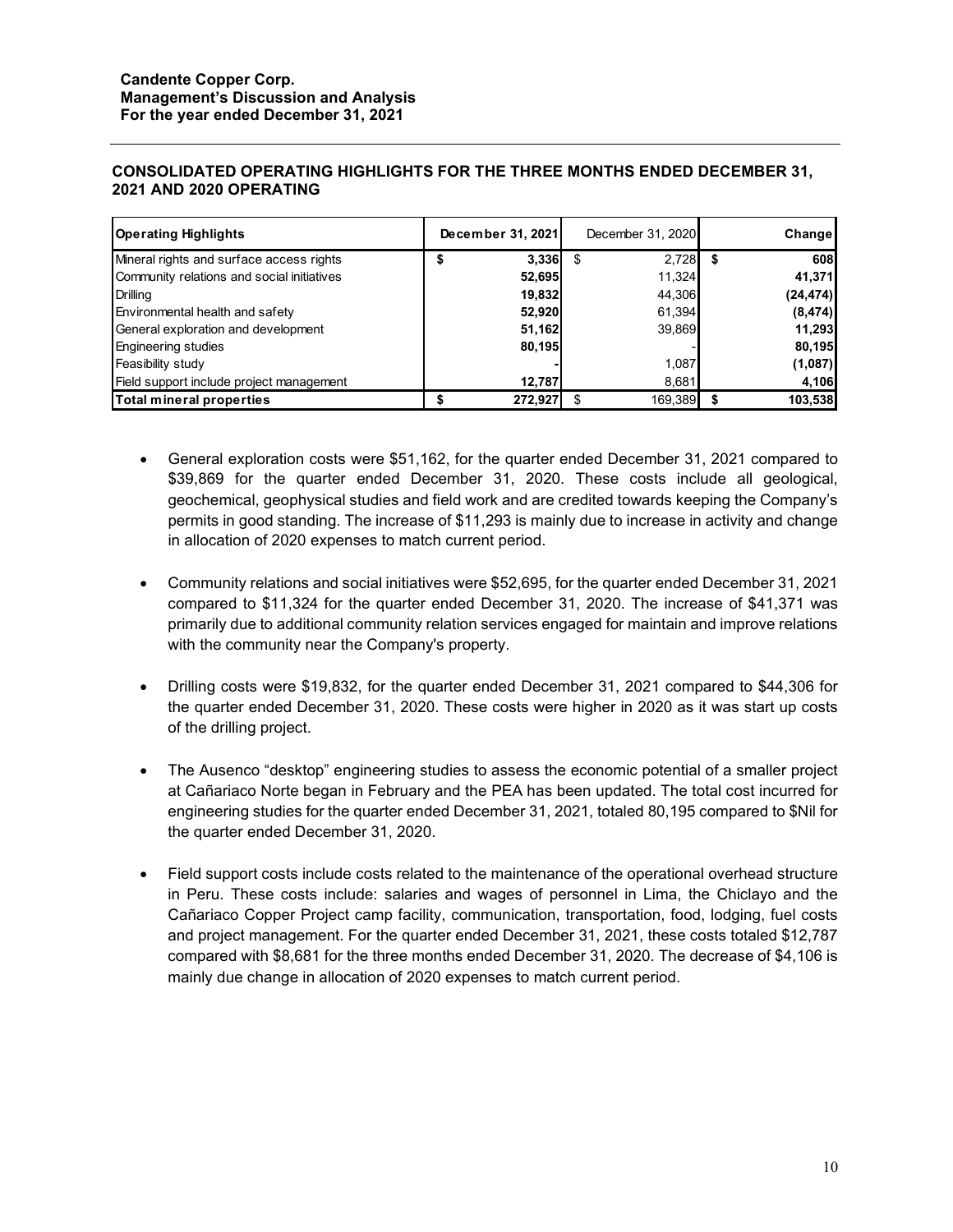## CONSOLIDATED OPERATING HIGHLIGHTS FOR THE THREE MONTHS ENDED DECEMBER 31, 2021 AND 2020 OPERATING

| Operating Highlights | December 31, 2021 | December 31, 2020 | Change |
|---|---|---|---|
| Mineral rights and surface access rights | $ 3,336 | $ 2,728 | $ 608 |
| Community relations and social initiatives | 52,695 | 11,324 | 41,371 |
| Drilling | 19,832 | 44,306 | (24,474) |
| Environmental health and safety | 52,920 | 61,394 | (8,474) |
| General exploration and development | 51,162 | 39,869 | 11,293 |
| Engineering studies | 80,195 | - | 80,195 |
| Feasibility study | - | 1,087 | (1,087) |
| Field support include project management | 12,787 | 8,681 | 4,106 |
| **Total mineral properties** | $ 272,927 | $ 169,389 | $ 103,538 |

- General exploration costs were $51,162, for the quarter ended December 31, 2021 compared to $39,869 for the quarter ended December 31, 2020. These costs include all geological, geochemical, geophysical studies and field work and are credited towards keeping the Company's permits in good standing. The increase of $11,293 is mainly due to increase in activity and change in allocation of 2020 expenses to match current period.

- Community relations and social initiatives were $52,695, for the quarter ended December 31, 2021 compared to $11,324 for the quarter ended December 31, 2020. The increase of $41,371 was primarily due to additional community relation services engaged for maintain and improve relations with the community near the Company's property.

- Drilling costs were $19,832, for the quarter ended December 31, 2021 compared to $44,306 for the quarter ended December 31, 2020. These costs were higher in 2020 as it was start up costs of the drilling project.

- The Ausenco "desktop" engineering studies to assess the economic potential of a smaller project at Cañariaco Norte began in February and the PEA has been updated. The total cost incurred for engineering studies for the quarter ended December 31, 2021, totaled 80,195 compared to $Nil for the quarter ended December 31, 2020.

- Field support costs include costs related to the maintenance of the operational overhead structure in Peru. These costs include: salaries and wages of personnel in Lima, the Chiclayo and the Cañariaco Copper Project camp facility, communication, transportation, food, lodging, fuel costs and project management. For the quarter ended December 31, 2021, these costs totaled $12,787 compared with $8,681 for the three months ended December 31, 2020. The decrease of $4,106 is mainly due change in allocation of 2020 expenses to match current period.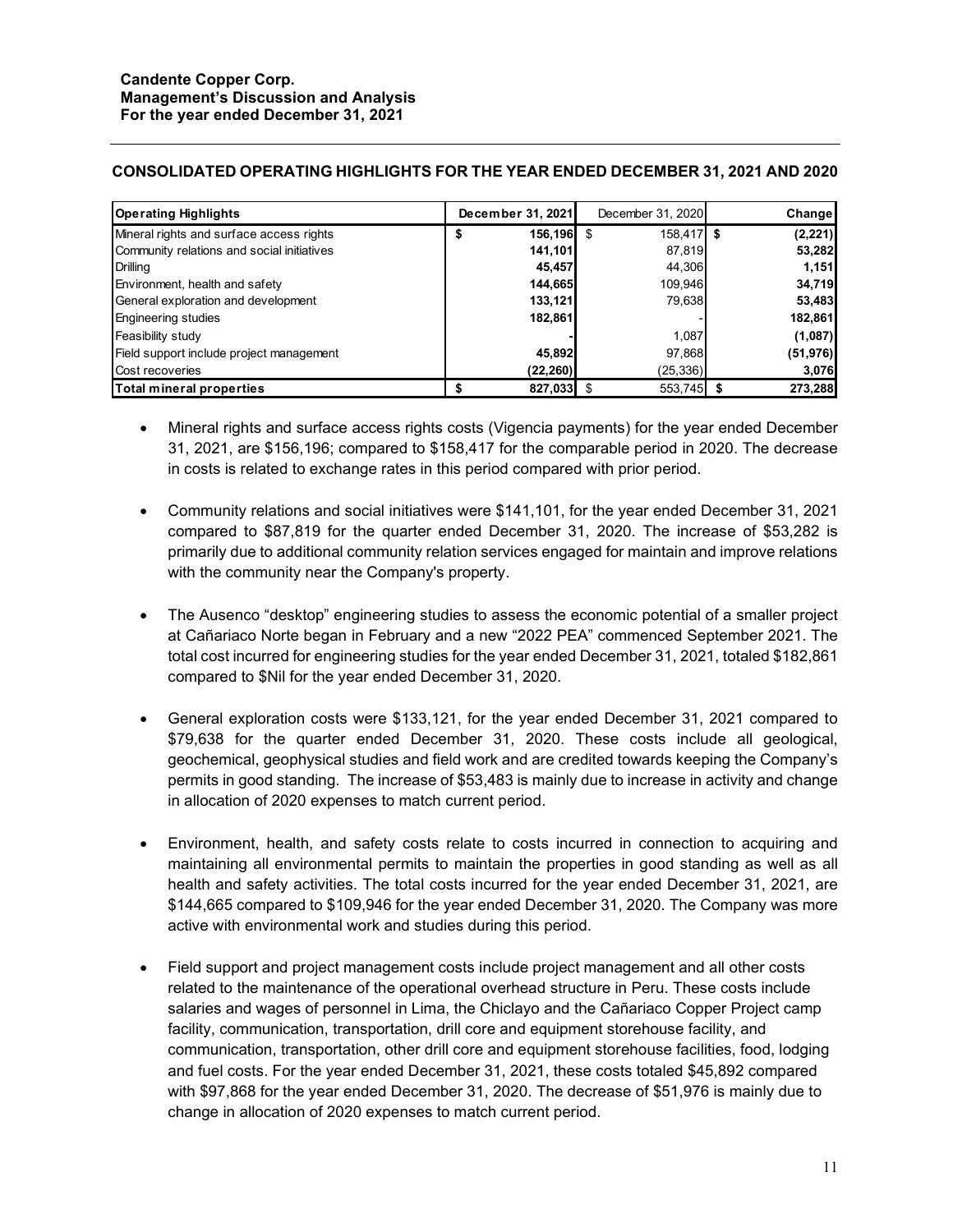## CONSOLIDATED OPERATING HIGHLIGHTS FOR THE YEAR ENDED DECEMBER 31, 2021 AND 2020

| Operating Highlights | December 31, 2021 | December 31, 2020 | Change |
|---|---|---|---|
| Mineral rights and surface access rights | $ 156,196 | $ 158,417 | $ (2,221) |
| Community relations and social initiatives | 141,101 | 87,819 | 53,282 |
| Drilling | 45,457 | 44,306 | 1,151 |
| Environment, health and safety | 144,665 | 109,946 | 34,719 |
| General exploration and development | 133,121 | 79,638 | 53,483 |
| Engineering studies | 182,861 | - | 182,861 |
| Feasibility study | - | 1,087 | (1,087) |
| Field support include project management | 45,892 | 97,868 | (51,976) |
| Cost recoveries | (22,260) | (25,336) | 3,076 |
| **Total mineral properties** | $ 827,033 | $ 553,745 | $ 273,288 |

- Mineral rights and surface access rights costs (Vigencia payments) for the year ended December 31, 2021, are $156,196; compared to $158,417 for the comparable period in 2020. The decrease in costs is related to exchange rates in this period compared with prior period.

- Community relations and social initiatives were $141,101, for the year ended December 31, 2021 compared to $87,819 for the quarter ended December 31, 2020. The increase of $53,282 is primarily due to additional community relation services engaged for maintain and improve relations with the community near the Company's property.

- The Ausenco "desktop" engineering studies to assess the economic potential of a smaller project at Cañariaco Norte began in February and a new "2022 PEA" commenced September 2021. The total cost incurred for engineering studies for the year ended December 31, 2021, totaled $182,861 compared to $Nil for the year ended December 31, 2020.

- General exploration costs were $133,121, for the year ended December 31, 2021 compared to $79,638 for the quarter ended December 31, 2020. These costs include all geological, geochemical, geophysical studies and field work and are credited towards keeping the Company's permits in good standing. The increase of $53,483 is mainly due to increase in activity and change in allocation of 2020 expenses to match current period.

- Environment, health, and safety costs relate to costs incurred in connection to acquiring and maintaining all environmental permits to maintain the properties in good standing as well as all health and safety activities. The total costs incurred for the year ended December 31, 2021, are $144,665 compared to $109,946 for the year ended December 31, 2020. The Company was more active with environmental work and studies during this period.

- Field support and project management costs include project management and all other costs related to the maintenance of the operational overhead structure in Peru. These costs include salaries and wages of personnel in Lima, the Chiclayo and the Cañariaco Copper Project camp facility, communication, transportation, drill core and equipment storehouse facility, and communication, transportation, other drill core and equipment storehouse facilities, food, lodging and fuel costs. For the year ended December 31, 2021, these costs totaled $45,892 compared with $97,868 for the year ended December 31, 2020. The decrease of $51,976 is mainly due to change in allocation of 2020 expenses to match current period.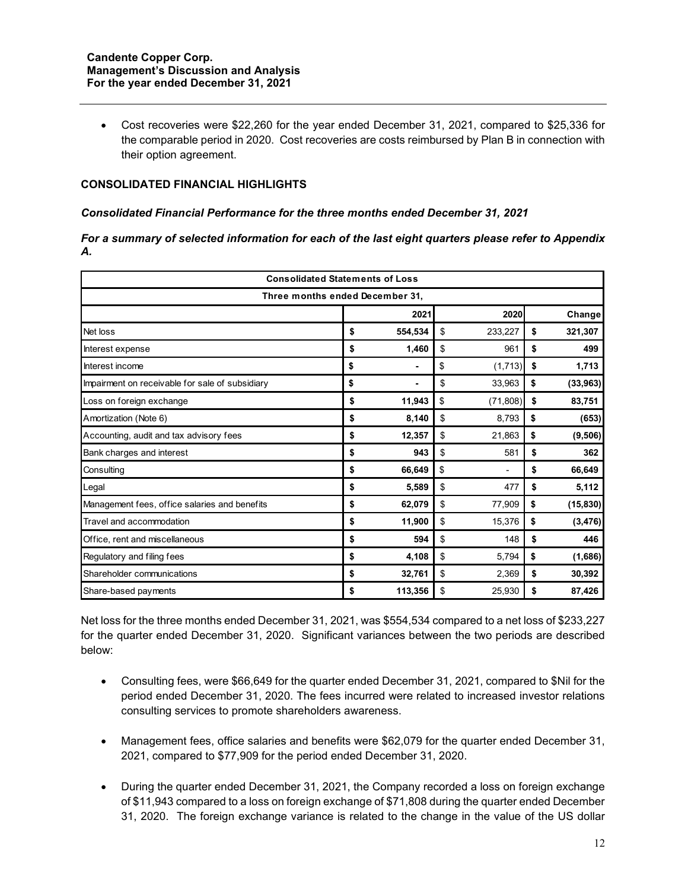- Cost recoveries were $22,260 for the year ended December 31, 2021, compared to $25,336 for the comparable period in 2020. Cost recoveries are costs reimbursed by Plan B in connection with their option agreement.

## CONSOLIDATED FINANCIAL HIGHLIGHTS

***Consolidated Financial Performance for the three months ended December 31, 2021***

***For a summary of selected information for each of the last eight quarters please refer to Appendix A.***

| Consolidated Statements of Loss | | | |
|---|---|---|---|
| **Three months ended December 31,** | | | |
| | **2021** | **2020** | **Change** |
| Net loss | **$ 554,534** | $ 233,227 | **$ 321,307** |
| Interest expense | **$ 1,460** | $ 961 | **$ 499** |
| Interest income | **$ -** | $ (1,713) | **$ 1,713** |
| Impairment on receivable for sale of subsidiary | **$ -** | $ 33,963 | **$ (33,963)** |
| Loss on foreign exchange | **$ 11,943** | $ (71,808) | **$ 83,751** |
| Amortization (Note 6) | **$ 8,140** | $ 8,793 | **$ (653)** |
| Accounting, audit and tax advisory fees | **$ 12,357** | $ 21,863 | **$ (9,506)** |
| Bank charges and interest | **$ 943** | $ 581 | **$ 362** |
| Consulting | **$ 66,649** | $ - | **$ 66,649** |
| Legal | **$ 5,589** | $ 477 | **$ 5,112** |
| Management fees, office salaries and benefits | **$ 62,079** | $ 77,909 | **$ (15,830)** |
| Travel and accommodation | **$ 11,900** | $ 15,376 | **$ (3,476)** |
| Office, rent and miscellaneous | **$ 594** | $ 148 | **$ 446** |
| Regulatory and filing fees | **$ 4,108** | $ 5,794 | **$ (1,686)** |
| Shareholder communications | **$ 32,761** | $ 2,369 | **$ 30,392** |
| Share-based payments | **$ 113,356** | $ 25,930 | **$ 87,426** |

Net loss for the three months ended December 31, 2021, was $554,534 compared to a net loss of $233,227 for the quarter ended December 31, 2020. Significant variances between the two periods are described below:

- Consulting fees, were $66,649 for the quarter ended December 31, 2021, compared to $Nil for the period ended December 31, 2020. The fees incurred were related to increased investor relations consulting services to promote shareholders awareness.

- Management fees, office salaries and benefits were $62,079 for the quarter ended December 31, 2021, compared to $77,909 for the period ended December 31, 2020.

- During the quarter ended December 31, 2021, the Company recorded a loss on foreign exchange of $11,943 compared to a loss on foreign exchange of $71,808 during the quarter ended December 31, 2020. The foreign exchange variance is related to the change in the value of the US dollar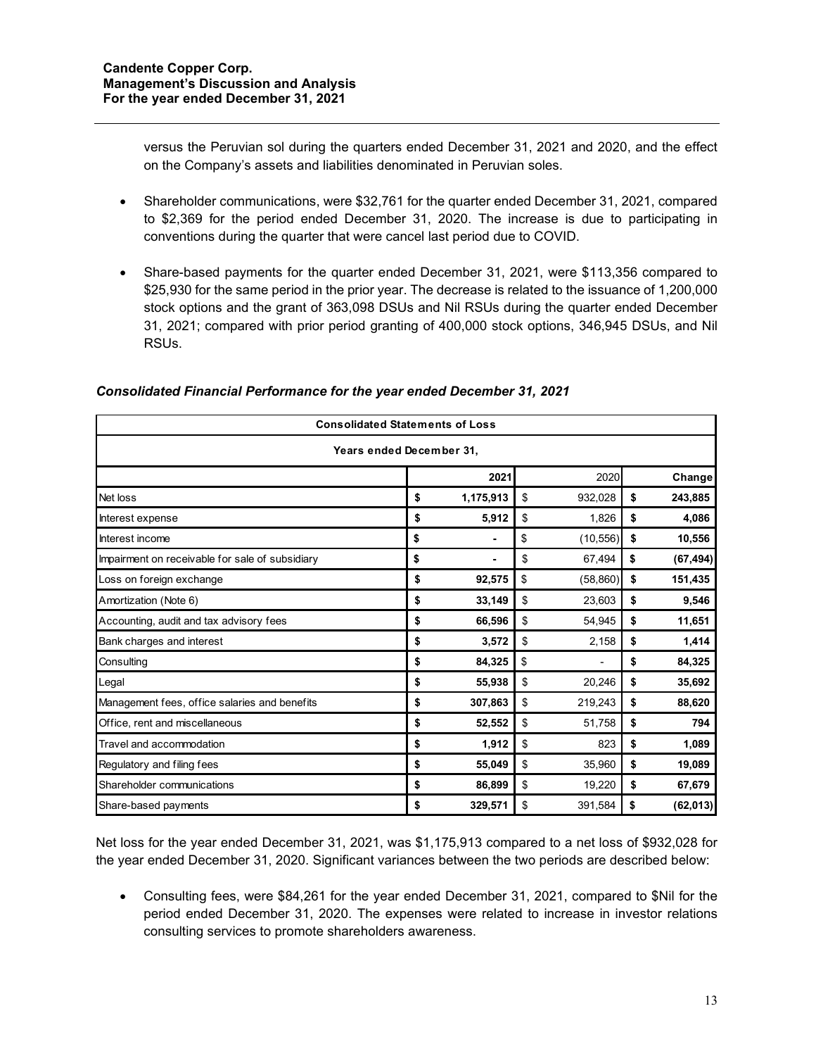versus the Peruvian sol during the quarters ended December 31, 2021 and 2020, and the effect on the Company's assets and liabilities denominated in Peruvian soles.

- Shareholder communications, were $32,761 for the quarter ended December 31, 2021, compared to $2,369 for the period ended December 31, 2020. The increase is due to participating in conventions during the quarter that were cancel last period due to COVID.

- Share-based payments for the quarter ended December 31, 2021, were $113,356 compared to $25,930 for the same period in the prior year. The decrease is related to the issuance of 1,200,000 stock options and the grant of 363,098 DSUs and Nil RSUs during the quarter ended December 31, 2021; compared with prior period granting of 400,000 stock options, 346,945 DSUs, and Nil RSUs.

### *Consolidated Financial Performance for the year ended December 31, 2021*

| Consolidated Statements of Loss | | | |
|---|---|---|---|
| Years ended December 31, | | | |
| | 2021 | 2020 | Change |
| Net loss | $ 1,175,913 | $ 932,028 | $ 243,885 |
| Interest expense | $ 5,912 | $ 1,826 | $ 4,086 |
| Interest income | $ - | $ (10,556) | $ 10,556 |
| Impairment on receivable for sale of subsidiary | $ - | $ 67,494 | $ (67,494) |
| Loss on foreign exchange | $ 92,575 | $ (58,860) | $ 151,435 |
| Amortization (Note 6) | $ 33,149 | $ 23,603 | $ 9,546 |
| Accounting, audit and tax advisory fees | $ 66,596 | $ 54,945 | $ 11,651 |
| Bank charges and interest | $ 3,572 | $ 2,158 | $ 1,414 |
| Consulting | $ 84,325 | $ - | $ 84,325 |
| Legal | $ 55,938 | $ 20,246 | $ 35,692 |
| Management fees, office salaries and benefits | $ 307,863 | $ 219,243 | $ 88,620 |
| Office, rent and miscellaneous | $ 52,552 | $ 51,758 | $ 794 |
| Travel and accommodation | $ 1,912 | $ 823 | $ 1,089 |
| Regulatory and filing fees | $ 55,049 | $ 35,960 | $ 19,089 |
| Shareholder communications | $ 86,899 | $ 19,220 | $ 67,679 |
| Share-based payments | $ 329,571 | $ 391,584 | $ (62,013) |

Net loss for the year ended December 31, 2021, was $1,175,913 compared to a net loss of $932,028 for the year ended December 31, 2020. Significant variances between the two periods are described below:

- Consulting fees, were $84,261 for the year ended December 31, 2021, compared to $Nil for the period ended December 31, 2020. The expenses were related to increase in investor relations consulting services to promote shareholders awareness.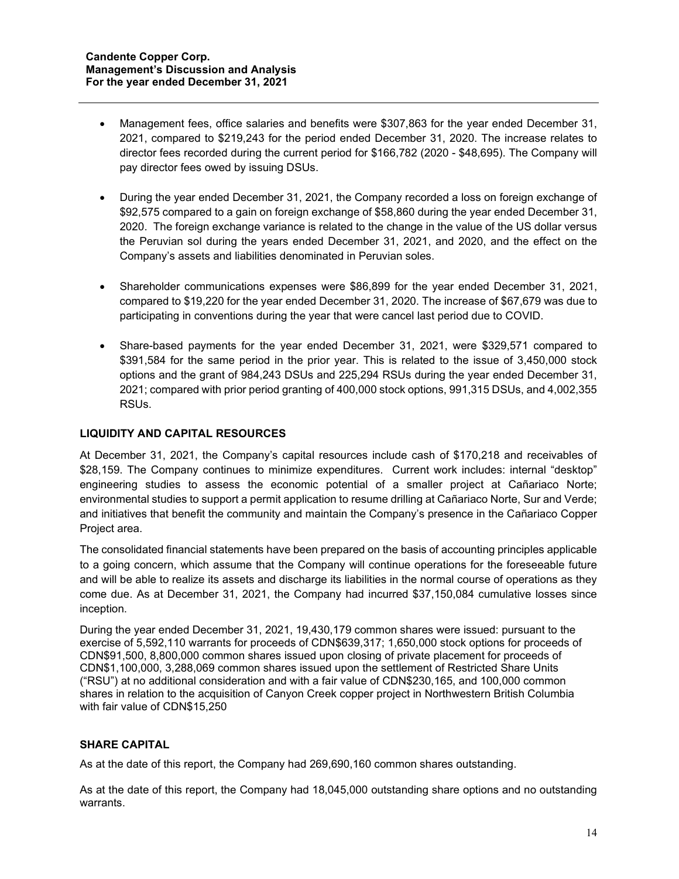- Management fees, office salaries and benefits were $307,863 for the year ended December 31, 2021, compared to $219,243 for the period ended December 31, 2020. The increase relates to director fees recorded during the current period for $166,782 (2020 - $48,695). The Company will pay director fees owed by issuing DSUs.

- During the year ended December 31, 2021, the Company recorded a loss on foreign exchange of $92,575 compared to a gain on foreign exchange of $58,860 during the year ended December 31, 2020. The foreign exchange variance is related to the change in the value of the US dollar versus the Peruvian sol during the years ended December 31, 2021, and 2020, and the effect on the Company's assets and liabilities denominated in Peruvian soles.

- Shareholder communications expenses were $86,899 for the year ended December 31, 2021, compared to $19,220 for the year ended December 31, 2020. The increase of $67,679 was due to participating in conventions during the year that were cancel last period due to COVID.

- Share-based payments for the year ended December 31, 2021, were $329,571 compared to $391,584 for the same period in the prior year. This is related to the issue of 3,450,000 stock options and the grant of 984,243 DSUs and 225,294 RSUs during the year ended December 31, 2021; compared with prior period granting of 400,000 stock options, 991,315 DSUs, and 4,002,355 RSUs.

## LIQUIDITY AND CAPITAL RESOURCES

At December 31, 2021, the Company's capital resources include cash of $170,218 and receivables of $28,159. The Company continues to minimize expenditures. Current work includes: internal "desktop" engineering studies to assess the economic potential of a smaller project at Cañariaco Norte; environmental studies to support a permit application to resume drilling at Cañariaco Norte, Sur and Verde; and initiatives that benefit the community and maintain the Company's presence in the Cañariaco Copper Project area.

The consolidated financial statements have been prepared on the basis of accounting principles applicable to a going concern, which assume that the Company will continue operations for the foreseeable future and will be able to realize its assets and discharge its liabilities in the normal course of operations as they come due. As at December 31, 2021, the Company had incurred $37,150,084 cumulative losses since inception.

During the year ended December 31, 2021, 19,430,179 common shares were issued: pursuant to the exercise of 5,592,110 warrants for proceeds of CDN$639,317; 1,650,000 stock options for proceeds of CDN$91,500, 8,800,000 common shares issued upon closing of private placement for proceeds of CDN$1,100,000, 3,288,069 common shares issued upon the settlement of Restricted Share Units ("RSU") at no additional consideration and with a fair value of CDN$230,165, and 100,000 common shares in relation to the acquisition of Canyon Creek copper project in Northwestern British Columbia with fair value of CDN$15,250

## SHARE CAPITAL

As at the date of this report, the Company had 269,690,160 common shares outstanding.

As at the date of this report, the Company had 18,045,000 outstanding share options and no outstanding warrants.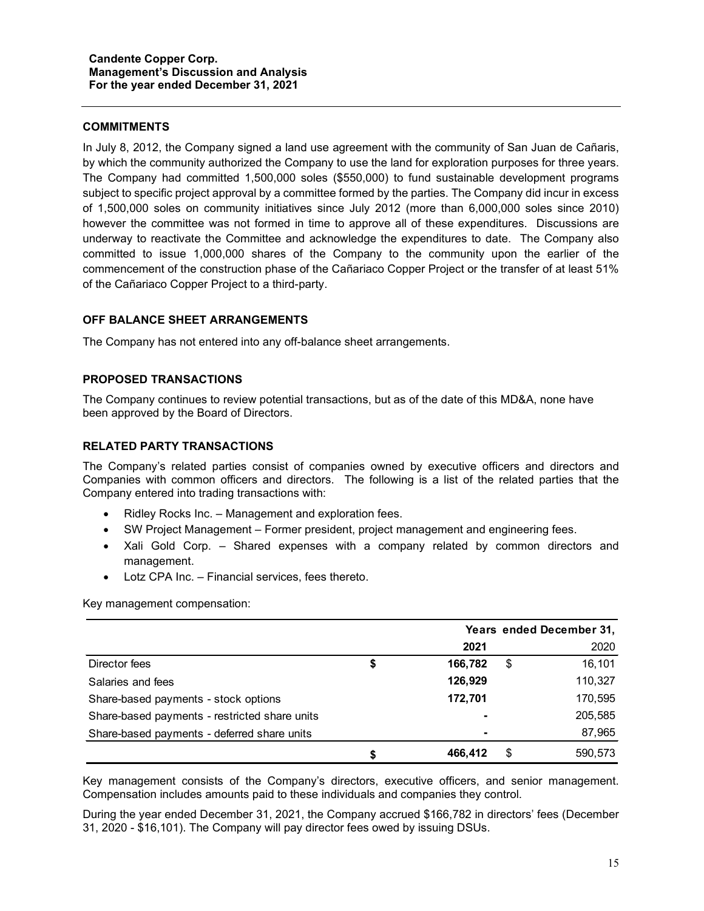## COMMITMENTS

In July 8, 2012, the Company signed a land use agreement with the community of San Juan de Cañaris, by which the community authorized the Company to use the land for exploration purposes for three years. The Company had committed 1,500,000 soles ($550,000) to fund sustainable development programs subject to specific project approval by a committee formed by the parties. The Company did incur in excess of 1,500,000 soles on community initiatives since July 2012 (more than 6,000,000 soles since 2010) however the committee was not formed in time to approve all of these expenditures. Discussions are underway to reactivate the Committee and acknowledge the expenditures to date. The Company also committed to issue 1,000,000 shares of the Company to the community upon the earlier of the commencement of the construction phase of the Cañariaco Copper Project or the transfer of at least 51% of the Cañariaco Copper Project to a third-party.

## OFF BALANCE SHEET ARRANGEMENTS

The Company has not entered into any off-balance sheet arrangements.

## PROPOSED TRANSACTIONS

The Company continues to review potential transactions, but as of the date of this MD&A, none have been approved by the Board of Directors.

## RELATED PARTY TRANSACTIONS

The Company's related parties consist of companies owned by executive officers and directors and Companies with common officers and directors. The following is a list of the related parties that the Company entered into trading transactions with:

- Ridley Rocks Inc. – Management and exploration fees.
- SW Project Management – Former president, project management and engineering fees.
- Xali Gold Corp. – Shared expenses with a company related by common directors and management.
- Lotz CPA Inc. – Financial services, fees thereto.

Key management compensation:

| | Years ended December 31, | |
|---|---|---|
| | **2021** | 2020 |
| Director fees | **$ 166,782** | $ 16,101 |
| Salaries and fees | **126,929** | 110,327 |
| Share-based payments - stock options | **172,701** | 170,595 |
| Share-based payments - restricted share units | **-** | 205,585 |
| Share-based payments - deferred share units | **-** | 87,965 |
| | **$ 466,412** | $ 590,573 |

Key management consists of the Company's directors, executive officers, and senior management. Compensation includes amounts paid to these individuals and companies they control.

During the year ended December 31, 2021, the Company accrued $166,782 in directors' fees (December 31, 2020 - $16,101). The Company will pay director fees owed by issuing DSUs.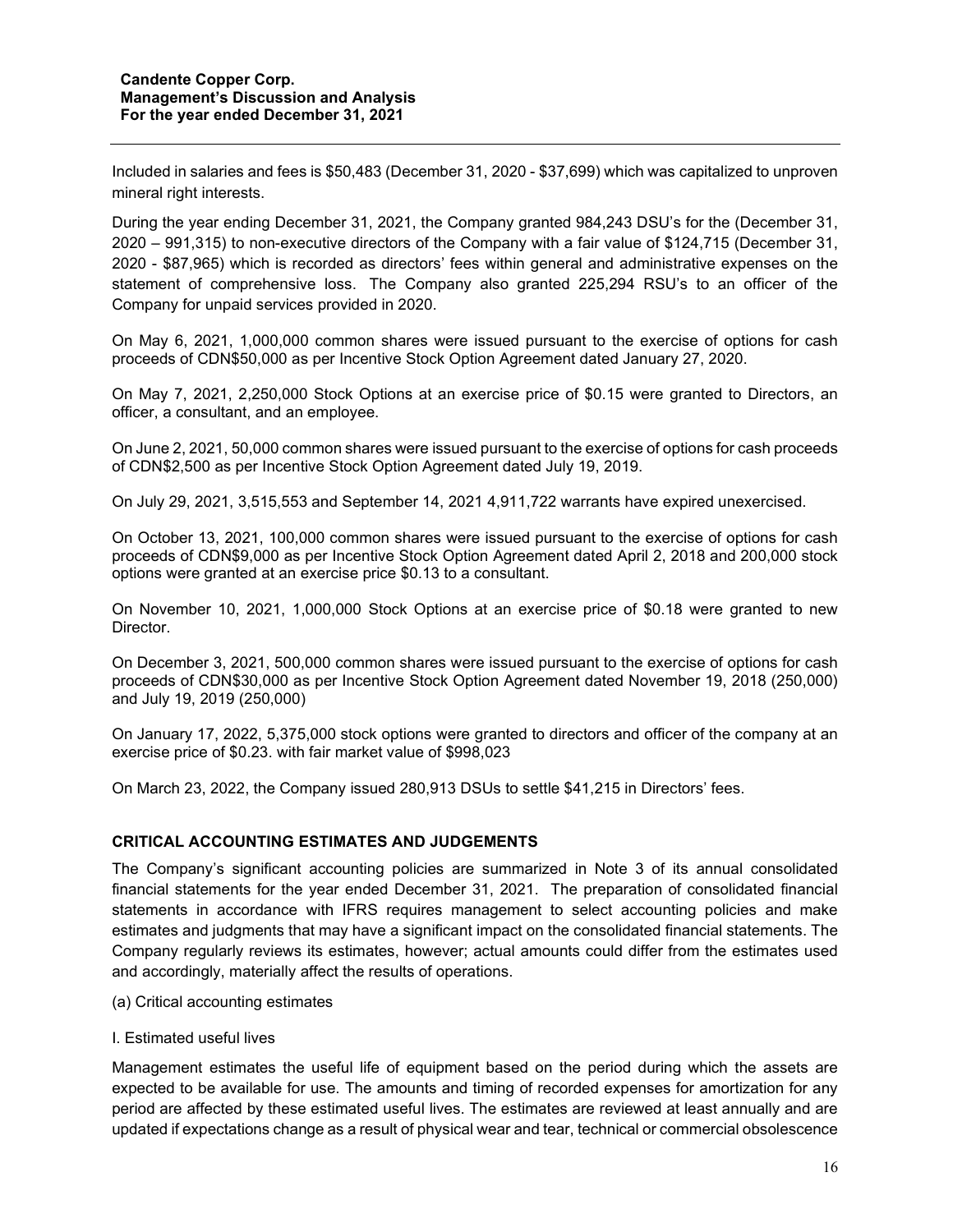Included in salaries and fees is $50,483 (December 31, 2020 - $37,699) which was capitalized to unproven mineral right interests.

During the year ending December 31, 2021, the Company granted 984,243 DSU's for the (December 31, 2020 – 991,315) to non-executive directors of the Company with a fair value of $124,715 (December 31, 2020 - $87,965) which is recorded as directors' fees within general and administrative expenses on the statement of comprehensive loss. The Company also granted 225,294 RSU's to an officer of the Company for unpaid services provided in 2020.

On May 6, 2021, 1,000,000 common shares were issued pursuant to the exercise of options for cash proceeds of CDN$50,000 as per Incentive Stock Option Agreement dated January 27, 2020.

On May 7, 2021, 2,250,000 Stock Options at an exercise price of $0.15 were granted to Directors, an officer, a consultant, and an employee.

On June 2, 2021, 50,000 common shares were issued pursuant to the exercise of options for cash proceeds of CDN$2,500 as per Incentive Stock Option Agreement dated July 19, 2019.

On July 29, 2021, 3,515,553 and September 14, 2021 4,911,722 warrants have expired unexercised.

On October 13, 2021, 100,000 common shares were issued pursuant to the exercise of options for cash proceeds of CDN$9,000 as per Incentive Stock Option Agreement dated April 2, 2018 and 200,000 stock options were granted at an exercise price $0.13 to a consultant.

On November 10, 2021, 1,000,000 Stock Options at an exercise price of $0.18 were granted to new Director.

On December 3, 2021, 500,000 common shares were issued pursuant to the exercise of options for cash proceeds of CDN$30,000 as per Incentive Stock Option Agreement dated November 19, 2018 (250,000) and July 19, 2019 (250,000)

On January 17, 2022, 5,375,000 stock options were granted to directors and officer of the company at an exercise price of $0.23. with fair market value of $998,023

On March 23, 2022, the Company issued 280,913 DSUs to settle $41,215 in Directors' fees.

## CRITICAL ACCOUNTING ESTIMATES AND JUDGEMENTS

The Company's significant accounting policies are summarized in Note 3 of its annual consolidated financial statements for the year ended December 31, 2021. The preparation of consolidated financial statements in accordance with IFRS requires management to select accounting policies and make estimates and judgments that may have a significant impact on the consolidated financial statements. The Company regularly reviews its estimates, however; actual amounts could differ from the estimates used and accordingly, materially affect the results of operations.

(a) Critical accounting estimates

I. Estimated useful lives

Management estimates the useful life of equipment based on the period during which the assets are expected to be available for use. The amounts and timing of recorded expenses for amortization for any period are affected by these estimated useful lives. The estimates are reviewed at least annually and are updated if expectations change as a result of physical wear and tear, technical or commercial obsolescence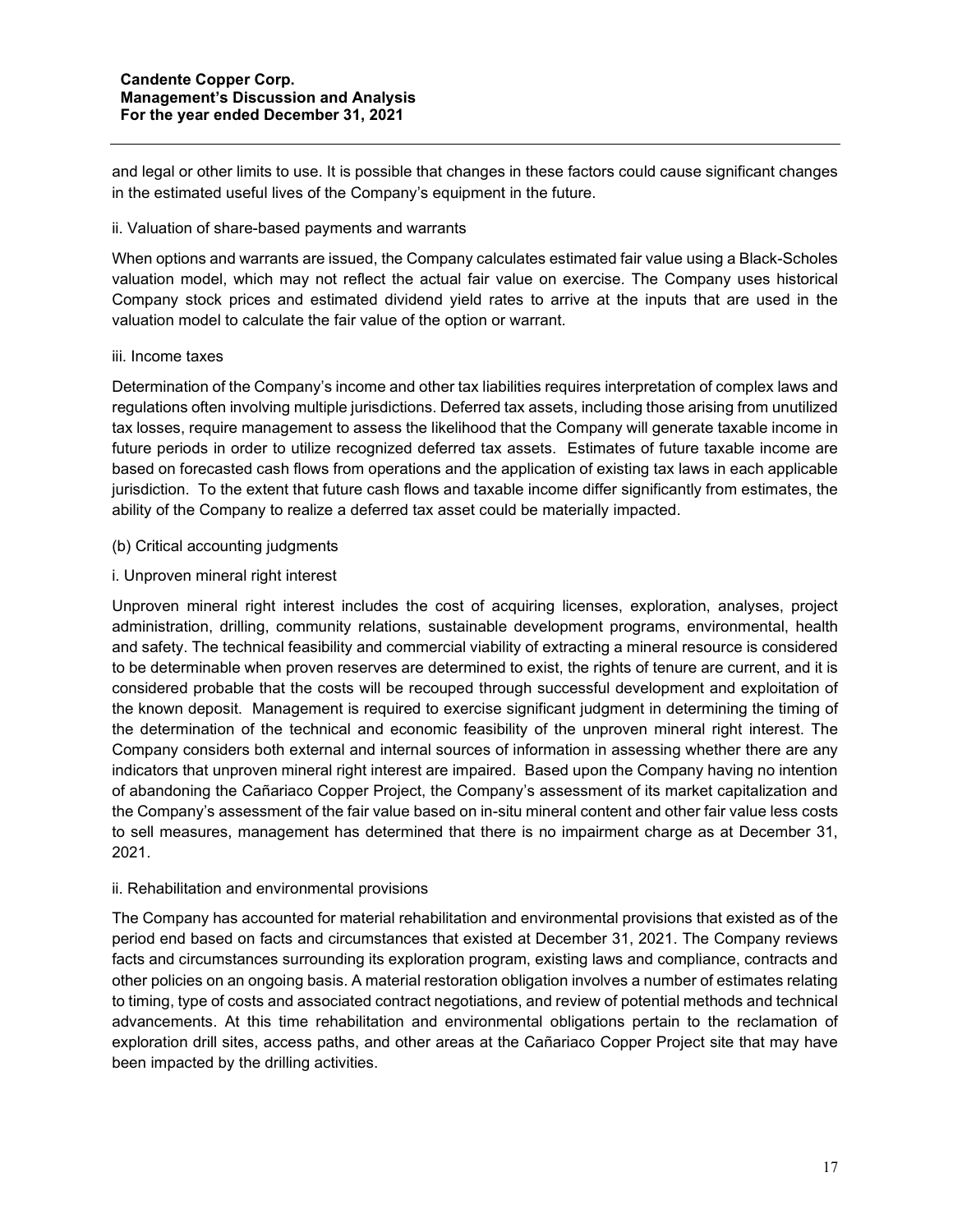and legal or other limits to use. It is possible that changes in these factors could cause significant changes in the estimated useful lives of the Company's equipment in the future.

ii. Valuation of share-based payments and warrants

When options and warrants are issued, the Company calculates estimated fair value using a Black-Scholes valuation model, which may not reflect the actual fair value on exercise. The Company uses historical Company stock prices and estimated dividend yield rates to arrive at the inputs that are used in the valuation model to calculate the fair value of the option or warrant.

iii. Income taxes

Determination of the Company's income and other tax liabilities requires interpretation of complex laws and regulations often involving multiple jurisdictions. Deferred tax assets, including those arising from unutilized tax losses, require management to assess the likelihood that the Company will generate taxable income in future periods in order to utilize recognized deferred tax assets. Estimates of future taxable income are based on forecasted cash flows from operations and the application of existing tax laws in each applicable jurisdiction. To the extent that future cash flows and taxable income differ significantly from estimates, the ability of the Company to realize a deferred tax asset could be materially impacted.

(b) Critical accounting judgments

i. Unproven mineral right interest

Unproven mineral right interest includes the cost of acquiring licenses, exploration, analyses, project administration, drilling, community relations, sustainable development programs, environmental, health and safety. The technical feasibility and commercial viability of extracting a mineral resource is considered to be determinable when proven reserves are determined to exist, the rights of tenure are current, and it is considered probable that the costs will be recouped through successful development and exploitation of the known deposit. Management is required to exercise significant judgment in determining the timing of the determination of the technical and economic feasibility of the unproven mineral right interest. The Company considers both external and internal sources of information in assessing whether there are any indicators that unproven mineral right interest are impaired. Based upon the Company having no intention of abandoning the Cañariaco Copper Project, the Company's assessment of its market capitalization and the Company's assessment of the fair value based on in-situ mineral content and other fair value less costs to sell measures, management has determined that there is no impairment charge as at December 31, 2021.

ii. Rehabilitation and environmental provisions

The Company has accounted for material rehabilitation and environmental provisions that existed as of the period end based on facts and circumstances that existed at December 31, 2021. The Company reviews facts and circumstances surrounding its exploration program, existing laws and compliance, contracts and other policies on an ongoing basis. A material restoration obligation involves a number of estimates relating to timing, type of costs and associated contract negotiations, and review of potential methods and technical advancements. At this time rehabilitation and environmental obligations pertain to the reclamation of exploration drill sites, access paths, and other areas at the Cañariaco Copper Project site that may have been impacted by the drilling activities.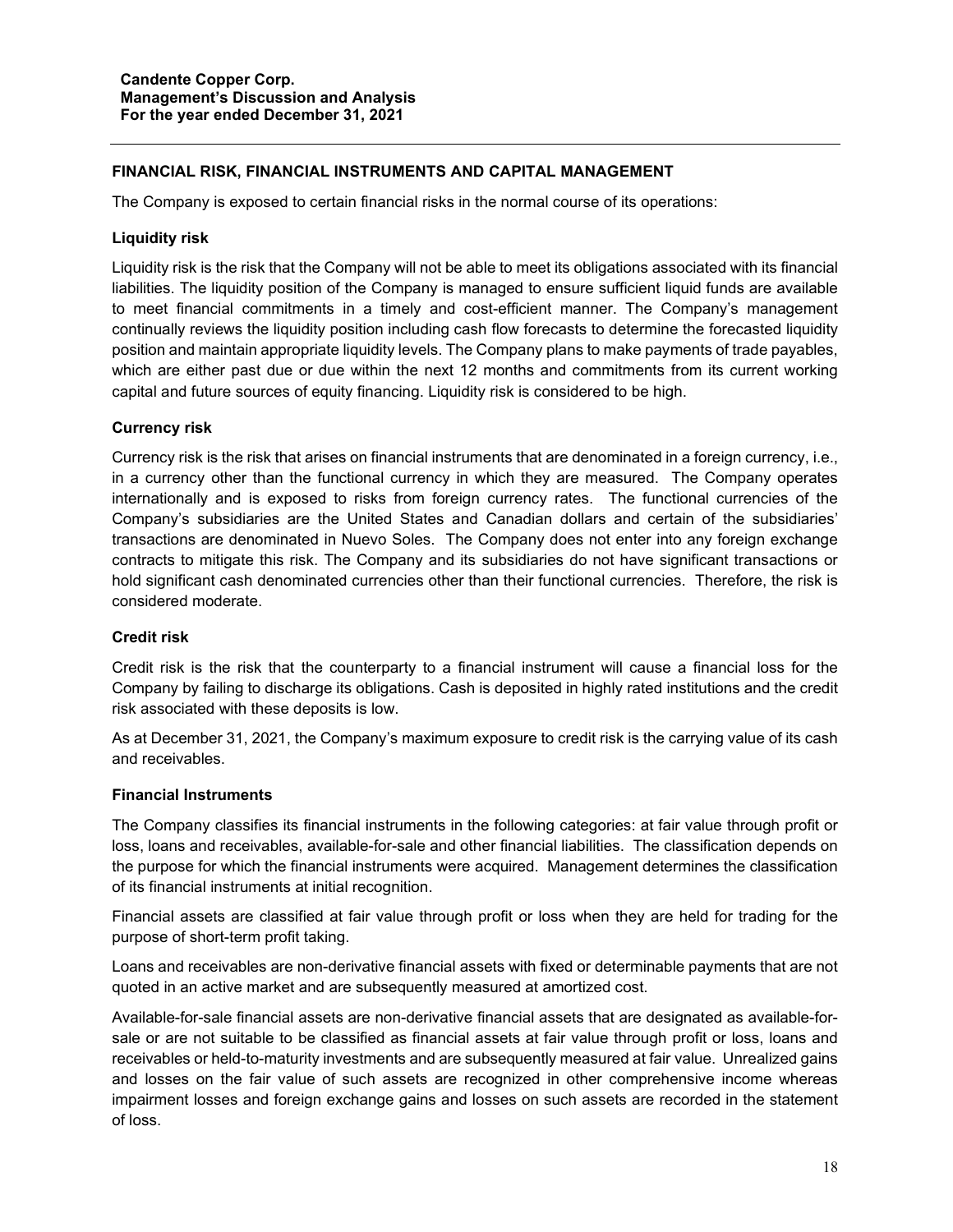## FINANCIAL RISK, FINANCIAL INSTRUMENTS AND CAPITAL MANAGEMENT

The Company is exposed to certain financial risks in the normal course of its operations:

### Liquidity risk

Liquidity risk is the risk that the Company will not be able to meet its obligations associated with its financial liabilities. The liquidity position of the Company is managed to ensure sufficient liquid funds are available to meet financial commitments in a timely and cost-efficient manner. The Company's management continually reviews the liquidity position including cash flow forecasts to determine the forecasted liquidity position and maintain appropriate liquidity levels. The Company plans to make payments of trade payables, which are either past due or due within the next 12 months and commitments from its current working capital and future sources of equity financing. Liquidity risk is considered to be high.

### Currency risk

Currency risk is the risk that arises on financial instruments that are denominated in a foreign currency, i.e., in a currency other than the functional currency in which they are measured. The Company operates internationally and is exposed to risks from foreign currency rates. The functional currencies of the Company's subsidiaries are the United States and Canadian dollars and certain of the subsidiaries' transactions are denominated in Nuevo Soles. The Company does not enter into any foreign exchange contracts to mitigate this risk. The Company and its subsidiaries do not have significant transactions or hold significant cash denominated currencies other than their functional currencies. Therefore, the risk is considered moderate.

### Credit risk

Credit risk is the risk that the counterparty to a financial instrument will cause a financial loss for the Company by failing to discharge its obligations. Cash is deposited in highly rated institutions and the credit risk associated with these deposits is low.

As at December 31, 2021, the Company's maximum exposure to credit risk is the carrying value of its cash and receivables.

### Financial Instruments

The Company classifies its financial instruments in the following categories: at fair value through profit or loss, loans and receivables, available-for-sale and other financial liabilities. The classification depends on the purpose for which the financial instruments were acquired. Management determines the classification of its financial instruments at initial recognition.

Financial assets are classified at fair value through profit or loss when they are held for trading for the purpose of short-term profit taking.

Loans and receivables are non-derivative financial assets with fixed or determinable payments that are not quoted in an active market and are subsequently measured at amortized cost.

Available-for-sale financial assets are non-derivative financial assets that are designated as available-for-sale or are not suitable to be classified as financial assets at fair value through profit or loss, loans and receivables or held-to-maturity investments and are subsequently measured at fair value. Unrealized gains and losses on the fair value of such assets are recognized in other comprehensive income whereas impairment losses and foreign exchange gains and losses on such assets are recorded in the statement of loss.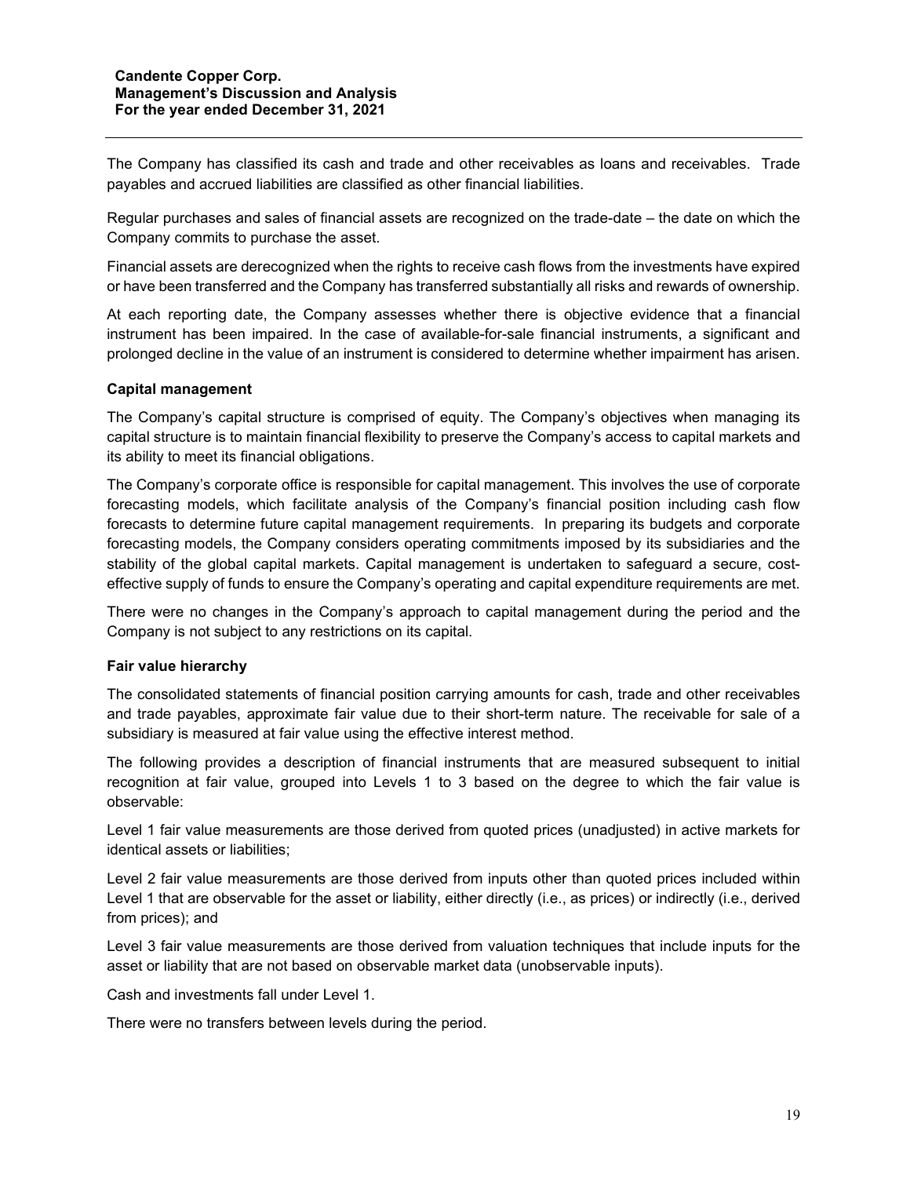The Company has classified its cash and trade and other receivables as loans and receivables. Trade payables and accrued liabilities are classified as other financial liabilities.

Regular purchases and sales of financial assets are recognized on the trade-date – the date on which the Company commits to purchase the asset.

Financial assets are derecognized when the rights to receive cash flows from the investments have expired or have been transferred and the Company has transferred substantially all risks and rewards of ownership.

At each reporting date, the Company assesses whether there is objective evidence that a financial instrument has been impaired. In the case of available-for-sale financial instruments, a significant and prolonged decline in the value of an instrument is considered to determine whether impairment has arisen.

**Capital management**

The Company's capital structure is comprised of equity. The Company's objectives when managing its capital structure is to maintain financial flexibility to preserve the Company's access to capital markets and its ability to meet its financial obligations.

The Company's corporate office is responsible for capital management. This involves the use of corporate forecasting models, which facilitate analysis of the Company's financial position including cash flow forecasts to determine future capital management requirements. In preparing its budgets and corporate forecasting models, the Company considers operating commitments imposed by its subsidiaries and the stability of the global capital markets. Capital management is undertaken to safeguard a secure, cost-effective supply of funds to ensure the Company's operating and capital expenditure requirements are met.

There were no changes in the Company's approach to capital management during the period and the Company is not subject to any restrictions on its capital.

**Fair value hierarchy**

The consolidated statements of financial position carrying amounts for cash, trade and other receivables and trade payables, approximate fair value due to their short-term nature. The receivable for sale of a subsidiary is measured at fair value using the effective interest method.

The following provides a description of financial instruments that are measured subsequent to initial recognition at fair value, grouped into Levels 1 to 3 based on the degree to which the fair value is observable:

Level 1 fair value measurements are those derived from quoted prices (unadjusted) in active markets for identical assets or liabilities;

Level 2 fair value measurements are those derived from inputs other than quoted prices included within Level 1 that are observable for the asset or liability, either directly (i.e., as prices) or indirectly (i.e., derived from prices); and

Level 3 fair value measurements are those derived from valuation techniques that include inputs for the asset or liability that are not based on observable market data (unobservable inputs).

Cash and investments fall under Level 1.

There were no transfers between levels during the period.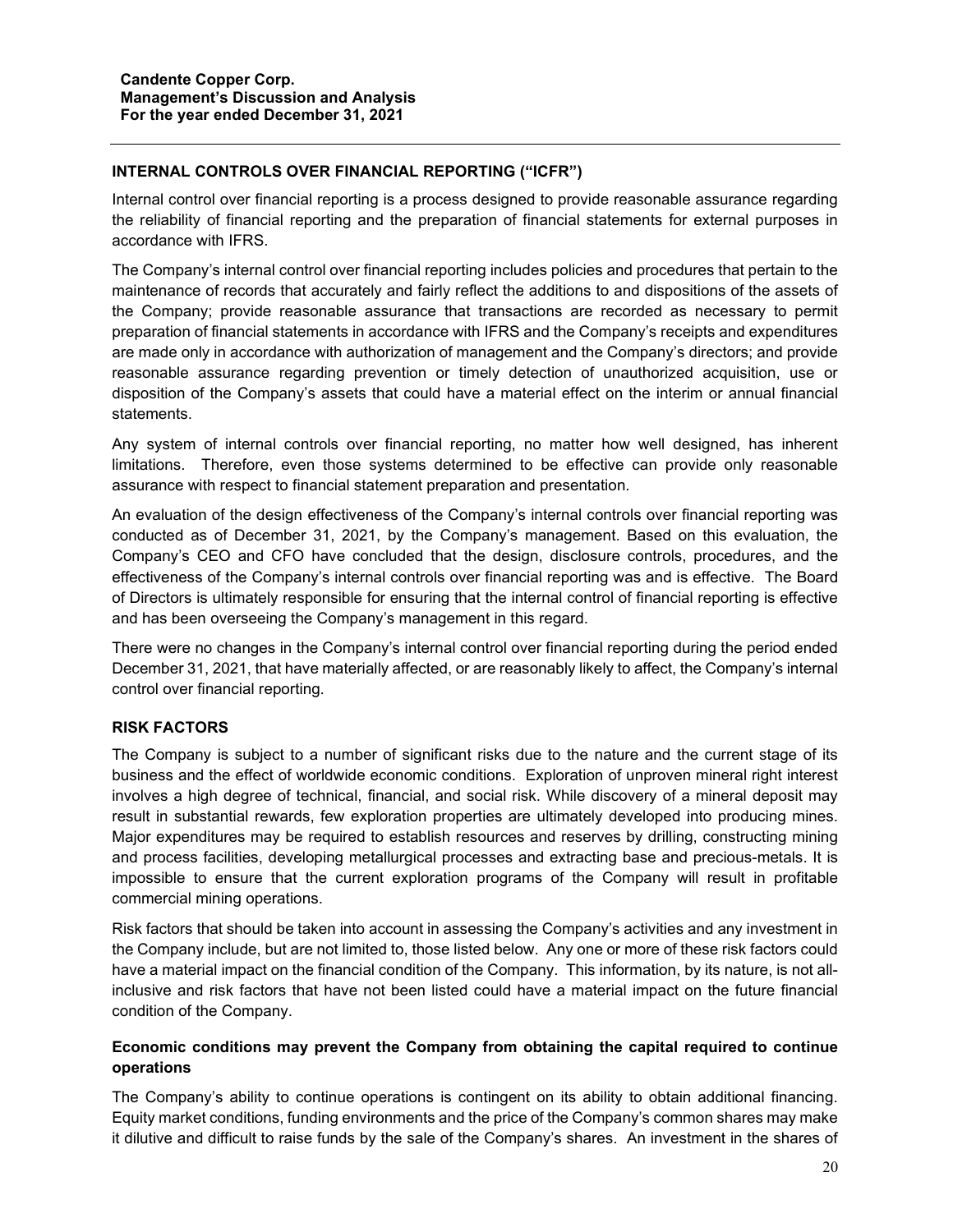## INTERNAL CONTROLS OVER FINANCIAL REPORTING ("ICFR")

Internal control over financial reporting is a process designed to provide reasonable assurance regarding the reliability of financial reporting and the preparation of financial statements for external purposes in accordance with IFRS.

The Company's internal control over financial reporting includes policies and procedures that pertain to the maintenance of records that accurately and fairly reflect the additions to and dispositions of the assets of the Company; provide reasonable assurance that transactions are recorded as necessary to permit preparation of financial statements in accordance with IFRS and the Company's receipts and expenditures are made only in accordance with authorization of management and the Company's directors; and provide reasonable assurance regarding prevention or timely detection of unauthorized acquisition, use or disposition of the Company's assets that could have a material effect on the interim or annual financial statements.

Any system of internal controls over financial reporting, no matter how well designed, has inherent limitations. Therefore, even those systems determined to be effective can provide only reasonable assurance with respect to financial statement preparation and presentation.

An evaluation of the design effectiveness of the Company's internal controls over financial reporting was conducted as of December 31, 2021, by the Company's management. Based on this evaluation, the Company's CEO and CFO have concluded that the design, disclosure controls, procedures, and the effectiveness of the Company's internal controls over financial reporting was and is effective. The Board of Directors is ultimately responsible for ensuring that the internal control of financial reporting is effective and has been overseeing the Company's management in this regard.

There were no changes in the Company's internal control over financial reporting during the period ended December 31, 2021, that have materially affected, or are reasonably likely to affect, the Company's internal control over financial reporting.

## RISK FACTORS

The Company is subject to a number of significant risks due to the nature and the current stage of its business and the effect of worldwide economic conditions. Exploration of unproven mineral right interest involves a high degree of technical, financial, and social risk. While discovery of a mineral deposit may result in substantial rewards, few exploration properties are ultimately developed into producing mines. Major expenditures may be required to establish resources and reserves by drilling, constructing mining and process facilities, developing metallurgical processes and extracting base and precious-metals. It is impossible to ensure that the current exploration programs of the Company will result in profitable commercial mining operations.

Risk factors that should be taken into account in assessing the Company's activities and any investment in the Company include, but are not limited to, those listed below. Any one or more of these risk factors could have a material impact on the financial condition of the Company. This information, by its nature, is not all-inclusive and risk factors that have not been listed could have a material impact on the future financial condition of the Company.

### Economic conditions may prevent the Company from obtaining the capital required to continue operations

The Company's ability to continue operations is contingent on its ability to obtain additional financing. Equity market conditions, funding environments and the price of the Company's common shares may make it dilutive and difficult to raise funds by the sale of the Company's shares. An investment in the shares of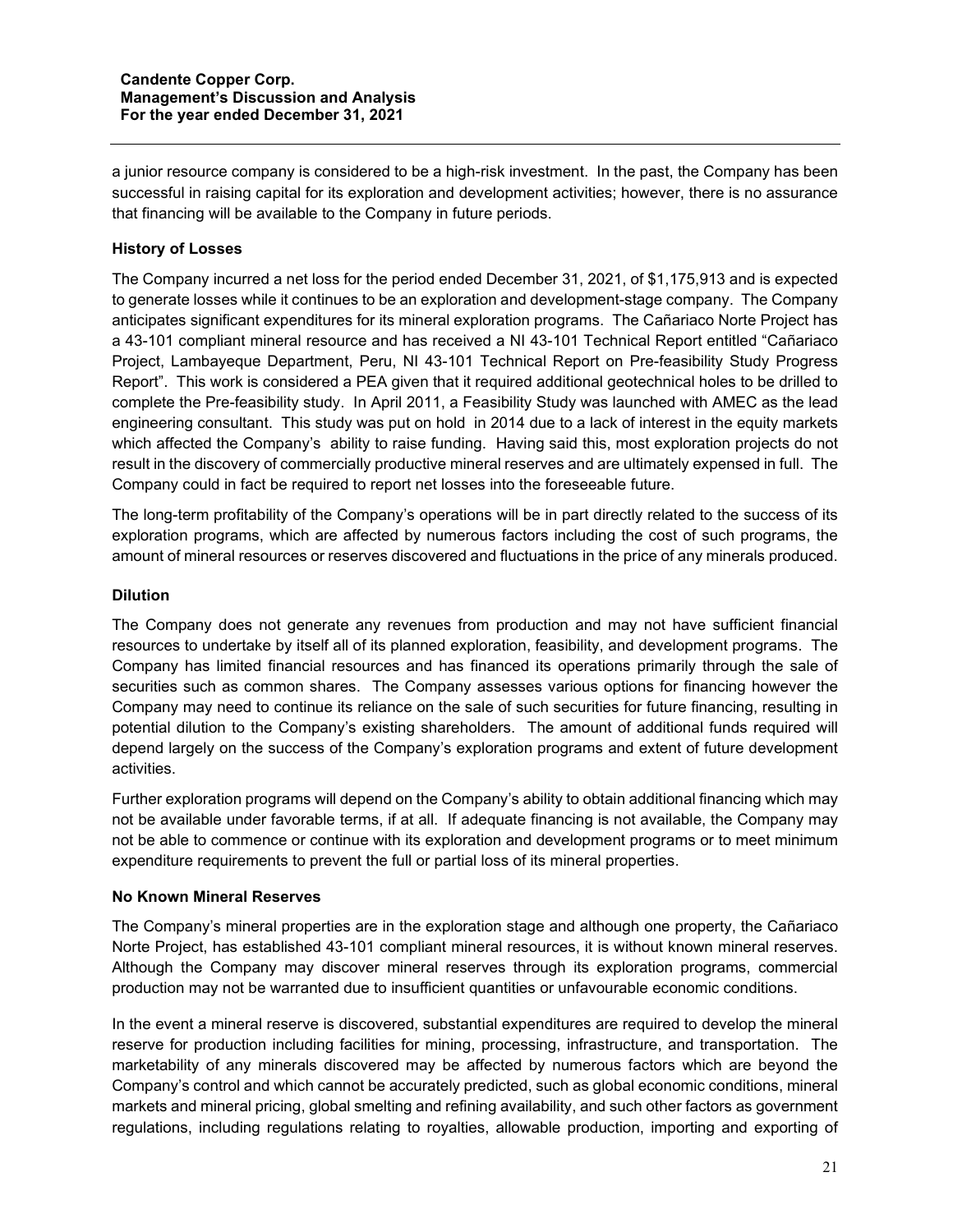a junior resource company is considered to be a high-risk investment. In the past, the Company has been successful in raising capital for its exploration and development activities; however, there is no assurance that financing will be available to the Company in future periods.

### History of Losses

The Company incurred a net loss for the period ended December 31, 2021, of $1,175,913 and is expected to generate losses while it continues to be an exploration and development-stage company. The Company anticipates significant expenditures for its mineral exploration programs. The Cañariaco Norte Project has a 43-101 compliant mineral resource and has received a NI 43-101 Technical Report entitled "Cañariaco Project, Lambayeque Department, Peru, NI 43-101 Technical Report on Pre-feasibility Study Progress Report". This work is considered a PEA given that it required additional geotechnical holes to be drilled to complete the Pre-feasibility study. In April 2011, a Feasibility Study was launched with AMEC as the lead engineering consultant. This study was put on hold in 2014 due to a lack of interest in the equity markets which affected the Company's ability to raise funding. Having said this, most exploration projects do not result in the discovery of commercially productive mineral reserves and are ultimately expensed in full. The Company could in fact be required to report net losses into the foreseeable future.

The long-term profitability of the Company's operations will be in part directly related to the success of its exploration programs, which are affected by numerous factors including the cost of such programs, the amount of mineral resources or reserves discovered and fluctuations in the price of any minerals produced.

### Dilution

The Company does not generate any revenues from production and may not have sufficient financial resources to undertake by itself all of its planned exploration, feasibility, and development programs. The Company has limited financial resources and has financed its operations primarily through the sale of securities such as common shares. The Company assesses various options for financing however the Company may need to continue its reliance on the sale of such securities for future financing, resulting in potential dilution to the Company's existing shareholders. The amount of additional funds required will depend largely on the success of the Company's exploration programs and extent of future development activities.

Further exploration programs will depend on the Company's ability to obtain additional financing which may not be available under favorable terms, if at all. If adequate financing is not available, the Company may not be able to commence or continue with its exploration and development programs or to meet minimum expenditure requirements to prevent the full or partial loss of its mineral properties.

### No Known Mineral Reserves

The Company's mineral properties are in the exploration stage and although one property, the Cañariaco Norte Project, has established 43-101 compliant mineral resources, it is without known mineral reserves. Although the Company may discover mineral reserves through its exploration programs, commercial production may not be warranted due to insufficient quantities or unfavourable economic conditions.

In the event a mineral reserve is discovered, substantial expenditures are required to develop the mineral reserve for production including facilities for mining, processing, infrastructure, and transportation. The marketability of any minerals discovered may be affected by numerous factors which are beyond the Company's control and which cannot be accurately predicted, such as global economic conditions, mineral markets and mineral pricing, global smelting and refining availability, and such other factors as government regulations, including regulations relating to royalties, allowable production, importing and exporting of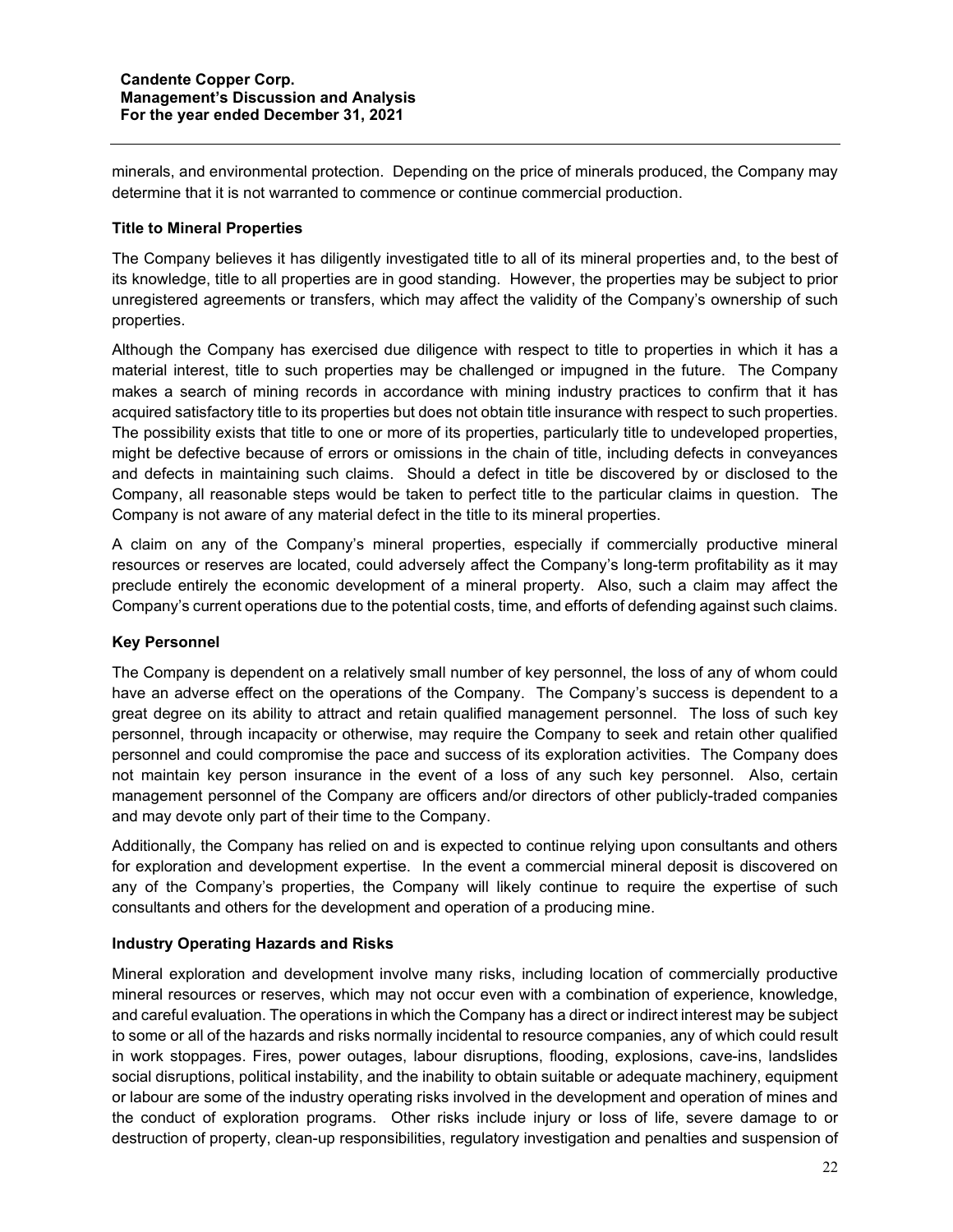minerals, and environmental protection. Depending on the price of minerals produced, the Company may determine that it is not warranted to commence or continue commercial production.

### Title to Mineral Properties

The Company believes it has diligently investigated title to all of its mineral properties and, to the best of its knowledge, title to all properties are in good standing. However, the properties may be subject to prior unregistered agreements or transfers, which may affect the validity of the Company's ownership of such properties.

Although the Company has exercised due diligence with respect to title to properties in which it has a material interest, title to such properties may be challenged or impugned in the future. The Company makes a search of mining records in accordance with mining industry practices to confirm that it has acquired satisfactory title to its properties but does not obtain title insurance with respect to such properties. The possibility exists that title to one or more of its properties, particularly title to undeveloped properties, might be defective because of errors or omissions in the chain of title, including defects in conveyances and defects in maintaining such claims. Should a defect in title be discovered by or disclosed to the Company, all reasonable steps would be taken to perfect title to the particular claims in question. The Company is not aware of any material defect in the title to its mineral properties.

A claim on any of the Company's mineral properties, especially if commercially productive mineral resources or reserves are located, could adversely affect the Company's long-term profitability as it may preclude entirely the economic development of a mineral property. Also, such a claim may affect the Company's current operations due to the potential costs, time, and efforts of defending against such claims.

### Key Personnel

The Company is dependent on a relatively small number of key personnel, the loss of any of whom could have an adverse effect on the operations of the Company. The Company's success is dependent to a great degree on its ability to attract and retain qualified management personnel. The loss of such key personnel, through incapacity or otherwise, may require the Company to seek and retain other qualified personnel and could compromise the pace and success of its exploration activities. The Company does not maintain key person insurance in the event of a loss of any such key personnel. Also, certain management personnel of the Company are officers and/or directors of other publicly-traded companies and may devote only part of their time to the Company.

Additionally, the Company has relied on and is expected to continue relying upon consultants and others for exploration and development expertise. In the event a commercial mineral deposit is discovered on any of the Company's properties, the Company will likely continue to require the expertise of such consultants and others for the development and operation of a producing mine.

### Industry Operating Hazards and Risks

Mineral exploration and development involve many risks, including location of commercially productive mineral resources or reserves, which may not occur even with a combination of experience, knowledge, and careful evaluation. The operations in which the Company has a direct or indirect interest may be subject to some or all of the hazards and risks normally incidental to resource companies, any of which could result in work stoppages. Fires, power outages, labour disruptions, flooding, explosions, cave-ins, landslides social disruptions, political instability, and the inability to obtain suitable or adequate machinery, equipment or labour are some of the industry operating risks involved in the development and operation of mines and the conduct of exploration programs. Other risks include injury or loss of life, severe damage to or destruction of property, clean-up responsibilities, regulatory investigation and penalties and suspension of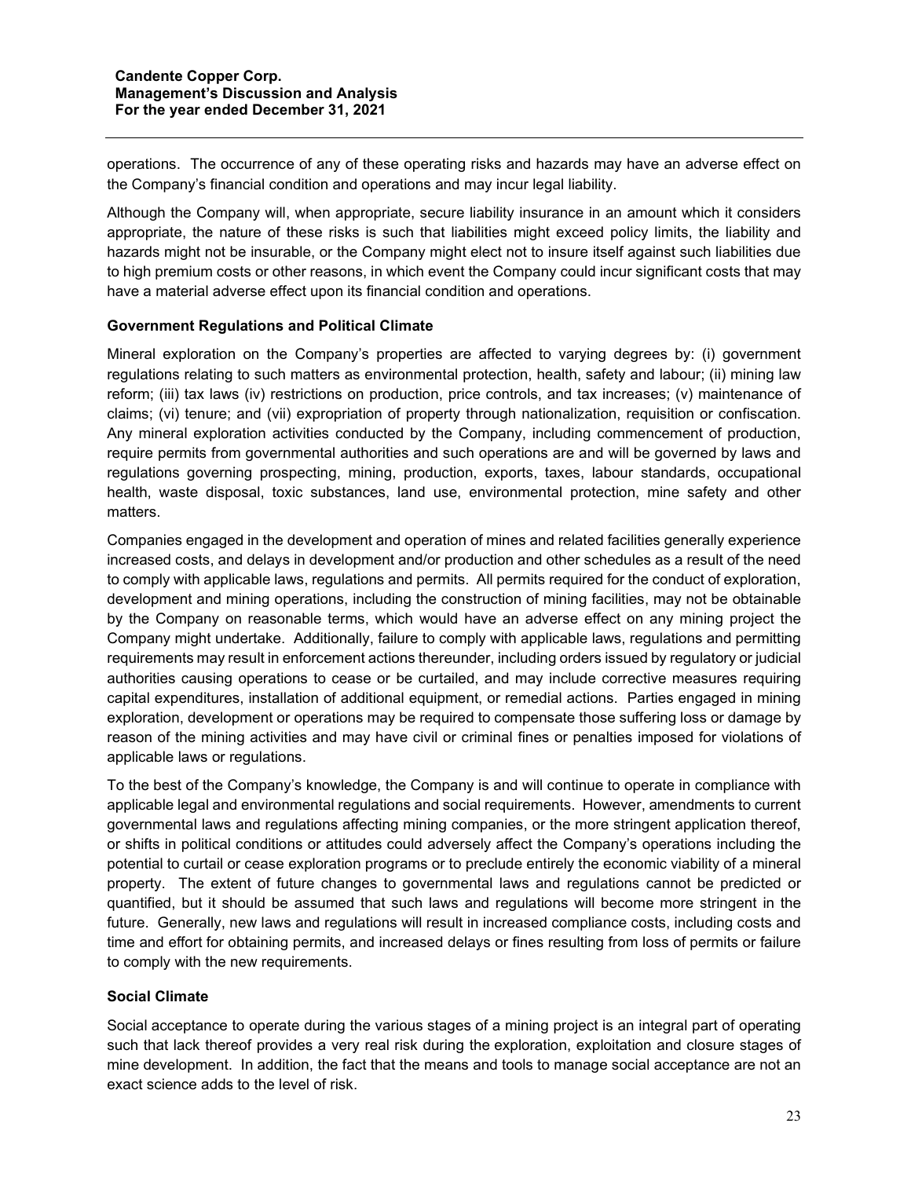operations. The occurrence of any of these operating risks and hazards may have an adverse effect on the Company's financial condition and operations and may incur legal liability.

Although the Company will, when appropriate, secure liability insurance in an amount which it considers appropriate, the nature of these risks is such that liabilities might exceed policy limits, the liability and hazards might not be insurable, or the Company might elect not to insure itself against such liabilities due to high premium costs or other reasons, in which event the Company could incur significant costs that may have a material adverse effect upon its financial condition and operations.

**Government Regulations and Political Climate**

Mineral exploration on the Company's properties are affected to varying degrees by: (i) government regulations relating to such matters as environmental protection, health, safety and labour; (ii) mining law reform; (iii) tax laws (iv) restrictions on production, price controls, and tax increases; (v) maintenance of claims; (vi) tenure; and (vii) expropriation of property through nationalization, requisition or confiscation. Any mineral exploration activities conducted by the Company, including commencement of production, require permits from governmental authorities and such operations are and will be governed by laws and regulations governing prospecting, mining, production, exports, taxes, labour standards, occupational health, waste disposal, toxic substances, land use, environmental protection, mine safety and other matters.

Companies engaged in the development and operation of mines and related facilities generally experience increased costs, and delays in development and/or production and other schedules as a result of the need to comply with applicable laws, regulations and permits. All permits required for the conduct of exploration, development and mining operations, including the construction of mining facilities, may not be obtainable by the Company on reasonable terms, which would have an adverse effect on any mining project the Company might undertake. Additionally, failure to comply with applicable laws, regulations and permitting requirements may result in enforcement actions thereunder, including orders issued by regulatory or judicial authorities causing operations to cease or be curtailed, and may include corrective measures requiring capital expenditures, installation of additional equipment, or remedial actions. Parties engaged in mining exploration, development or operations may be required to compensate those suffering loss or damage by reason of the mining activities and may have civil or criminal fines or penalties imposed for violations of applicable laws or regulations.

To the best of the Company's knowledge, the Company is and will continue to operate in compliance with applicable legal and environmental regulations and social requirements. However, amendments to current governmental laws and regulations affecting mining companies, or the more stringent application thereof, or shifts in political conditions or attitudes could adversely affect the Company's operations including the potential to curtail or cease exploration programs or to preclude entirely the economic viability of a mineral property. The extent of future changes to governmental laws and regulations cannot be predicted or quantified, but it should be assumed that such laws and regulations will become more stringent in the future. Generally, new laws and regulations will result in increased compliance costs, including costs and time and effort for obtaining permits, and increased delays or fines resulting from loss of permits or failure to comply with the new requirements.

**Social Climate**

Social acceptance to operate during the various stages of a mining project is an integral part of operating such that lack thereof provides a very real risk during the exploration, exploitation and closure stages of mine development. In addition, the fact that the means and tools to manage social acceptance are not an exact science adds to the level of risk.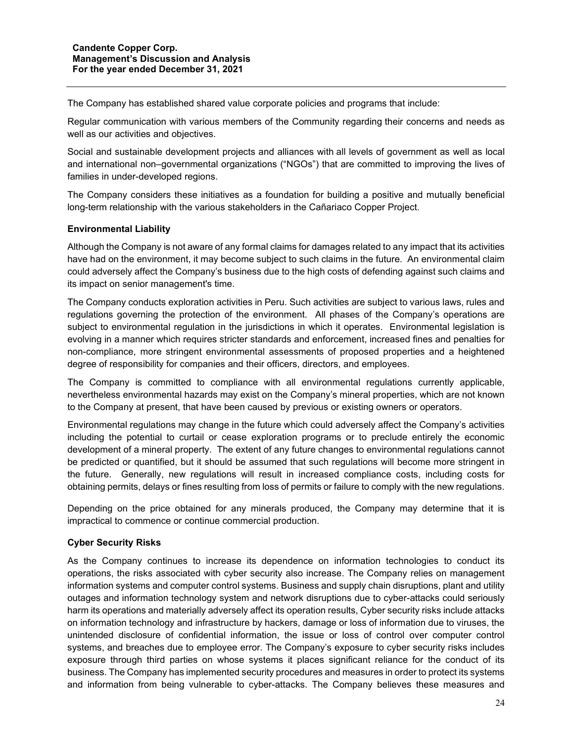The Company has established shared value corporate policies and programs that include:

Regular communication with various members of the Community regarding their concerns and needs as well as our activities and objectives.

Social and sustainable development projects and alliances with all levels of government as well as local and international non–governmental organizations ("NGOs") that are committed to improving the lives of families in under-developed regions.

The Company considers these initiatives as a foundation for building a positive and mutually beneficial long-term relationship with the various stakeholders in the Cañariaco Copper Project.

### Environmental Liability

Although the Company is not aware of any formal claims for damages related to any impact that its activities have had on the environment, it may become subject to such claims in the future. An environmental claim could adversely affect the Company's business due to the high costs of defending against such claims and its impact on senior management's time.

The Company conducts exploration activities in Peru. Such activities are subject to various laws, rules and regulations governing the protection of the environment. All phases of the Company's operations are subject to environmental regulation in the jurisdictions in which it operates. Environmental legislation is evolving in a manner which requires stricter standards and enforcement, increased fines and penalties for non-compliance, more stringent environmental assessments of proposed properties and a heightened degree of responsibility for companies and their officers, directors, and employees.

The Company is committed to compliance with all environmental regulations currently applicable, nevertheless environmental hazards may exist on the Company's mineral properties, which are not known to the Company at present, that have been caused by previous or existing owners or operators.

Environmental regulations may change in the future which could adversely affect the Company's activities including the potential to curtail or cease exploration programs or to preclude entirely the economic development of a mineral property. The extent of any future changes to environmental regulations cannot be predicted or quantified, but it should be assumed that such regulations will become more stringent in the future. Generally, new regulations will result in increased compliance costs, including costs for obtaining permits, delays or fines resulting from loss of permits or failure to comply with the new regulations.

Depending on the price obtained for any minerals produced, the Company may determine that it is impractical to commence or continue commercial production.

### Cyber Security Risks

As the Company continues to increase its dependence on information technologies to conduct its operations, the risks associated with cyber security also increase. The Company relies on management information systems and computer control systems. Business and supply chain disruptions, plant and utility outages and information technology system and network disruptions due to cyber-attacks could seriously harm its operations and materially adversely affect its operation results, Cyber security risks include attacks on information technology and infrastructure by hackers, damage or loss of information due to viruses, the unintended disclosure of confidential information, the issue or loss of control over computer control systems, and breaches due to employee error. The Company's exposure to cyber security risks includes exposure through third parties on whose systems it places significant reliance for the conduct of its business. The Company has implemented security procedures and measures in order to protect its systems and information from being vulnerable to cyber-attacks. The Company believes these measures and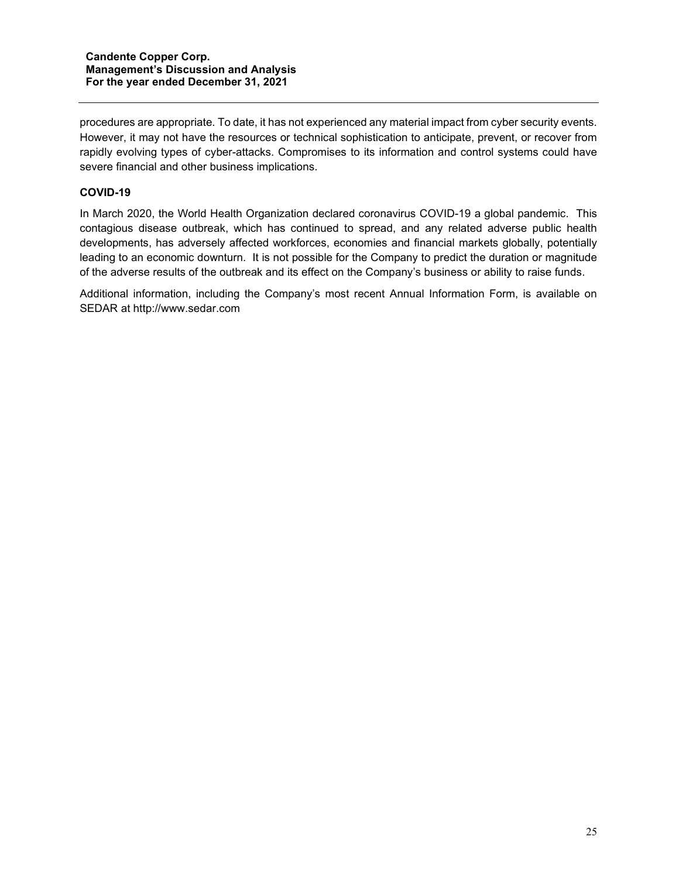procedures are appropriate. To date, it has not experienced any material impact from cyber security events. However, it may not have the resources or technical sophistication to anticipate, prevent, or recover from rapidly evolving types of cyber-attacks. Compromises to its information and control systems could have severe financial and other business implications.

**COVID-19**

In March 2020, the World Health Organization declared coronavirus COVID-19 a global pandemic. This contagious disease outbreak, which has continued to spread, and any related adverse public health developments, has adversely affected workforces, economies and financial markets globally, potentially leading to an economic downturn. It is not possible for the Company to predict the duration or magnitude of the adverse results of the outbreak and its effect on the Company's business or ability to raise funds.

Additional information, including the Company's most recent Annual Information Form, is available on SEDAR at http://www.sedar.com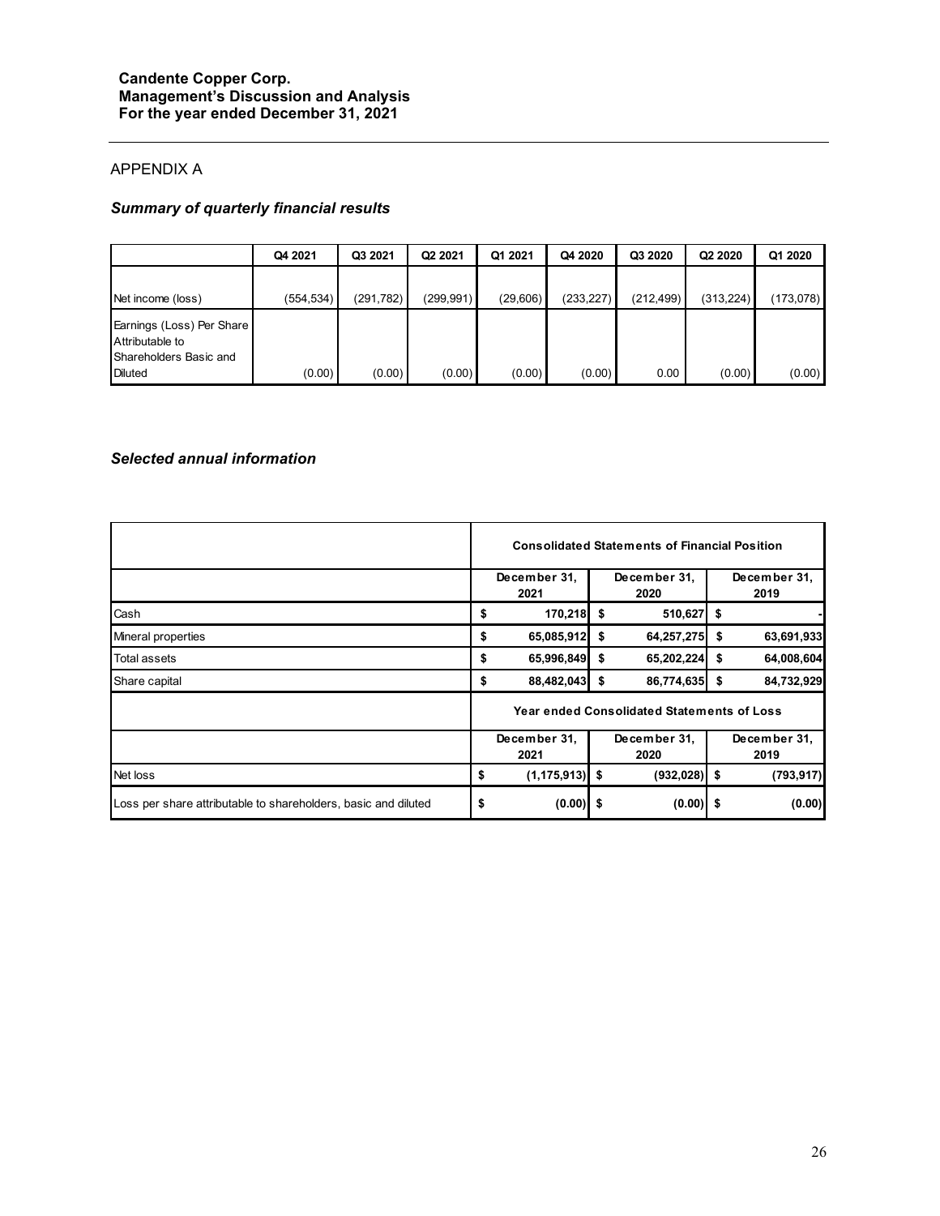## APPENDIX A

### *Summary of quarterly financial results*

| | Q4 2021 | Q3 2021 | Q2 2021 | Q1 2021 | Q4 2020 | Q3 2020 | Q2 2020 | Q1 2020 |
|---|---|---|---|---|---|---|---|---|
| Net income (loss) | (554,534) | (291,782) | (299,991) | (29,606) | (233,227) | (212,499) | (313,224) | (173,078) |
| Earnings (Loss) Per Share Attributable to Shareholders Basic and Diluted | (0.00) | (0.00) | (0.00) | (0.00) | (0.00) | 0.00 | (0.00) | (0.00) |

### *Selected annual information*

| | Consolidated Statements of Financial Position | | |
|---|---|---|---|
| | December 31, 2021 | December 31, 2020 | December 31, 2019 |
| Cash | $ 170,218 | $ 510,627 | $ - |
| Mineral properties | $ 65,085,912 | $ 64,257,275 | $ 63,691,933 |
| Total assets | $ 65,996,849 | $ 65,202,224 | $ 64,008,604 |
| Share capital | $ 88,482,043 | $ 86,774,635 | $ 84,732,929 |
| | **Year ended Consolidated Statements of Loss** | | |
| | **December 31, 2021** | **December 31, 2020** | **December 31, 2019** |
| Net loss | $ (1,175,913) | $ (932,028) | $ (793,917) |
| Loss per share attributable to shareholders, basic and diluted | $ (0.00) | $ (0.00) | $ (0.00) |